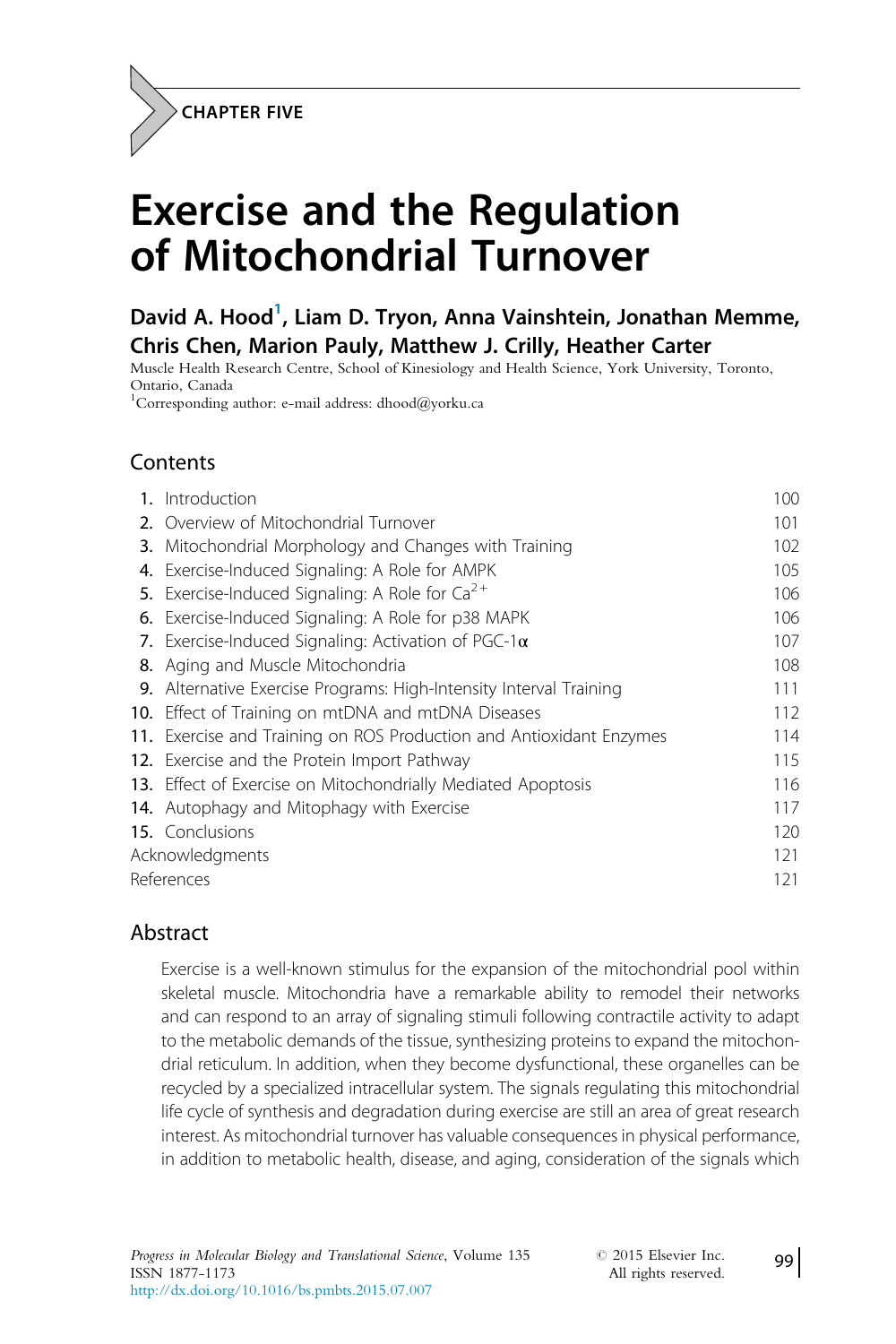CHAPTER FIVE

# Exercise and the Regulation of Mitochondrial Turnover

**David A. Hood[1], Liam D. Tryon, Anna Vainshtein, Jonathan Memme, Chris Chen, Marion Pauly, Matthew J. Crilly, Heather Carter**

Muscle Health Research Centre, School of Kinesiology and Health Science, York University, Toronto, Ontario, Canada

[1]Corresponding author: e-mail address: dhood@yorku.ca

## Contents

| | |
|---|---|
| 1. Introduction | 100 |
| 2. Overview of Mitochondrial Turnover | 101 |
| 3. Mitochondrial Morphology and Changes with Training | 102 |
| 4. Exercise-Induced Signaling: A Role for AMPK | 105 |
| 5. Exercise-Induced Signaling: A Role for $Ca^{2+}$ | 106 |
| 6. Exercise-Induced Signaling: A Role for p38 MAPK | 106 |
| 7. Exercise-Induced Signaling: Activation of PGC-1α | 107 |
| 8. Aging and Muscle Mitochondria | 108 |
| 9. Alternative Exercise Programs: High-Intensity Interval Training | 111 |
| 10. Effect of Training on mtDNA and mtDNA Diseases | 112 |
| 11. Exercise and Training on ROS Production and Antioxidant Enzymes | 114 |
| 12. Exercise and the Protein Import Pathway | 115 |
| 13. Effect of Exercise on Mitochondrially Mediated Apoptosis | 116 |
| 14. Autophagy and Mitophagy with Exercise | 117 |
| 15. Conclusions | 120 |
| Acknowledgments | 121 |
| References | 121 |

## Abstract

Exercise is a well-known stimulus for the expansion of the mitochondrial pool within skeletal muscle. Mitochondria have a remarkable ability to remodel their networks and can respond to an array of signaling stimuli following contractile activity to adapt to the metabolic demands of the tissue, synthesizing proteins to expand the mitochondrial reticulum. In addition, when they become dysfunctional, these organelles can be recycled by a specialized intracellular system. The signals regulating this mitochondrial life cycle of synthesis and degradation during exercise are still an area of great research interest. As mitochondrial turnover has valuable consequences in physical performance, in addition to metabolic health, disease, and aging, consideration of the signals which

*Progress in Molecular Biology and Translational Science*, Volume 135
ISSN 1877-1173
http://dx.doi.org/10.1016/bs.pmbts.2015.07.007

© 2015 Elsevier Inc. All rights reserved.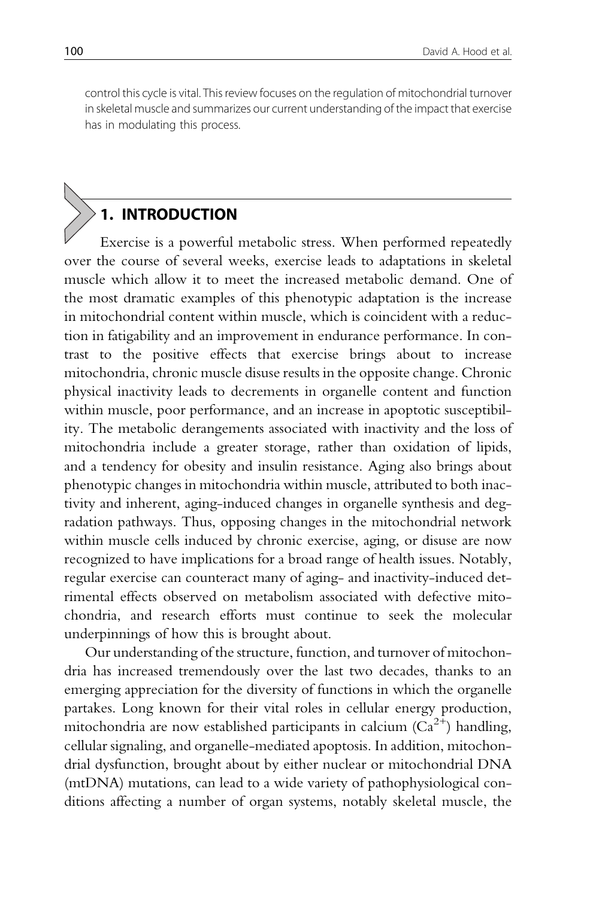control this cycle is vital. This review focuses on the regulation of mitochondrial turnover in skeletal muscle and summarizes our current understanding of the impact that exercise has in modulating this process.

## 1. INTRODUCTION

Exercise is a powerful metabolic stress. When performed repeatedly over the course of several weeks, exercise leads to adaptations in skeletal muscle which allow it to meet the increased metabolic demand. One of the most dramatic examples of this phenotypic adaptation is the increase in mitochondrial content within muscle, which is coincident with a reduction in fatigability and an improvement in endurance performance. In contrast to the positive effects that exercise brings about to increase mitochondria, chronic muscle disuse results in the opposite change. Chronic physical inactivity leads to decrements in organelle content and function within muscle, poor performance, and an increase in apoptotic susceptibility. The metabolic derangements associated with inactivity and the loss of mitochondria include a greater storage, rather than oxidation of lipids, and a tendency for obesity and insulin resistance. Aging also brings about phenotypic changes in mitochondria within muscle, attributed to both inactivity and inherent, aging-induced changes in organelle synthesis and degradation pathways. Thus, opposing changes in the mitochondrial network within muscle cells induced by chronic exercise, aging, or disuse are now recognized to have implications for a broad range of health issues. Notably, regular exercise can counteract many of aging- and inactivity-induced detrimental effects observed on metabolism associated with defective mitochondria, and research efforts must continue to seek the molecular underpinnings of how this is brought about.

Our understanding of the structure, function, and turnover of mitochondria has increased tremendously over the last two decades, thanks to an emerging appreciation for the diversity of functions in which the organelle partakes. Long known for their vital roles in cellular energy production, mitochondria are now established participants in calcium ($Ca^{2+}$) handling, cellular signaling, and organelle-mediated apoptosis. In addition, mitochondrial dysfunction, brought about by either nuclear or mitochondrial DNA (mtDNA) mutations, can lead to a wide variety of pathophysiological conditions affecting a number of organ systems, notably skeletal muscle, the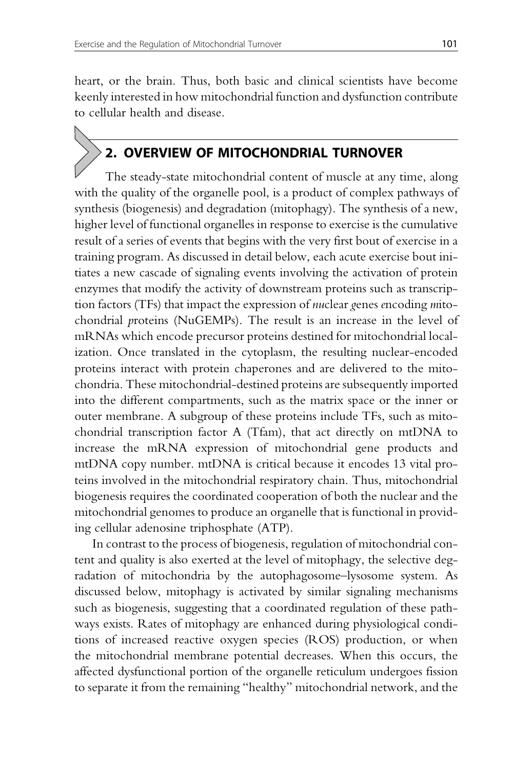heart, or the brain. Thus, both basic and clinical scientists have become keenly interested in how mitochondrial function and dysfunction contribute to cellular health and disease.

## 2. OVERVIEW OF MITOCHONDRIAL TURNOVER

The steady-state mitochondrial content of muscle at any time, along with the quality of the organelle pool, is a product of complex pathways of synthesis (biogenesis) and degradation (mitophagy). The synthesis of a new, higher level of functional organelles in response to exercise is the cumulative result of a series of events that begins with the very first bout of exercise in a training program. As discussed in detail below, each acute exercise bout initiates a new cascade of signaling events involving the activation of protein enzymes that modify the activity of downstream proteins such as transcription factors (TFs) that impact the expression of *nu*clear *g*enes *e*ncoding *m*itochondrial *p*roteins (NuGEMPs). The result is an increase in the level of mRNAs which encode precursor proteins destined for mitochondrial localization. Once translated in the cytoplasm, the resulting nuclear-encoded proteins interact with protein chaperones and are delivered to the mitochondria. These mitochondrial-destined proteins are subsequently imported into the different compartments, such as the matrix space or the inner or outer membrane. A subgroup of these proteins include TFs, such as mitochondrial transcription factor A (Tfam), that act directly on mtDNA to increase the mRNA expression of mitochondrial gene products and mtDNA copy number. mtDNA is critical because it encodes 13 vital proteins involved in the mitochondrial respiratory chain. Thus, mitochondrial biogenesis requires the coordinated cooperation of both the nuclear and the mitochondrial genomes to produce an organelle that is functional in providing cellular adenosine triphosphate (ATP).

In contrast to the process of biogenesis, regulation of mitochondrial content and quality is also exerted at the level of mitophagy, the selective degradation of mitochondria by the autophagosome–lysosome system. As discussed below, mitophagy is activated by similar signaling mechanisms such as biogenesis, suggesting that a coordinated regulation of these pathways exists. Rates of mitophagy are enhanced during physiological conditions of increased reactive oxygen species (ROS) production, or when the mitochondrial membrane potential decreases. When this occurs, the affected dysfunctional portion of the organelle reticulum undergoes fission to separate it from the remaining "healthy" mitochondrial network, and the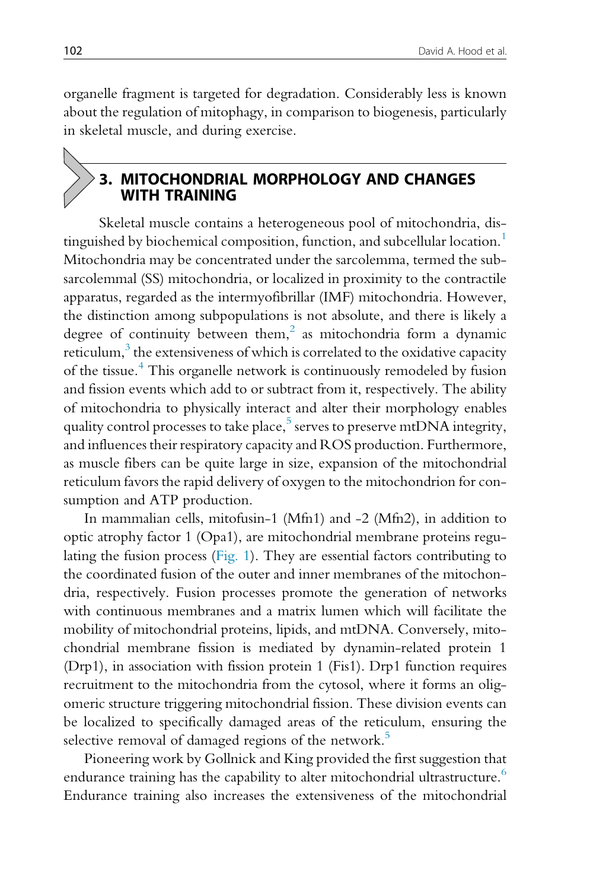organelle fragment is targeted for degradation. Considerably less is known about the regulation of mitophagy, in comparison to biogenesis, particularly in skeletal muscle, and during exercise.

## 3. MITOCHONDRIAL MORPHOLOGY AND CHANGES WITH TRAINING

Skeletal muscle contains a heterogeneous pool of mitochondria, distinguished by biochemical composition, function, and subcellular location.[1] Mitochondria may be concentrated under the sarcolemma, termed the subsarcolemmal (SS) mitochondria, or localized in proximity to the contractile apparatus, regarded as the intermyofibrillar (IMF) mitochondria. However, the distinction among subpopulations is not absolute, and there is likely a degree of continuity between them,[2] as mitochondria form a dynamic reticulum,[3] the extensiveness of which is correlated to the oxidative capacity of the tissue.[4] This organelle network is continuously remodeled by fusion and fission events which add to or subtract from it, respectively. The ability of mitochondria to physically interact and alter their morphology enables quality control processes to take place,[5] serves to preserve mtDNA integrity, and influences their respiratory capacity and ROS production. Furthermore, as muscle fibers can be quite large in size, expansion of the mitochondrial reticulum favors the rapid delivery of oxygen to the mitochondrion for consumption and ATP production.

In mammalian cells, mitofusin-1 (Mfn1) and -2 (Mfn2), in addition to optic atrophy factor 1 (Opa1), are mitochondrial membrane proteins regulating the fusion process (Fig. 1). They are essential factors contributing to the coordinated fusion of the outer and inner membranes of the mitochondria, respectively. Fusion processes promote the generation of networks with continuous membranes and a matrix lumen which will facilitate the mobility of mitochondrial proteins, lipids, and mtDNA. Conversely, mitochondrial membrane fission is mediated by dynamin-related protein 1 (Drp1), in association with fission protein 1 (Fis1). Drp1 function requires recruitment to the mitochondria from the cytosol, where it forms an oligomeric structure triggering mitochondrial fission. These division events can be localized to specifically damaged areas of the reticulum, ensuring the selective removal of damaged regions of the network.[5]

Pioneering work by Gollnick and King provided the first suggestion that endurance training has the capability to alter mitochondrial ultrastructure.[6] Endurance training also increases the extensiveness of the mitochondrial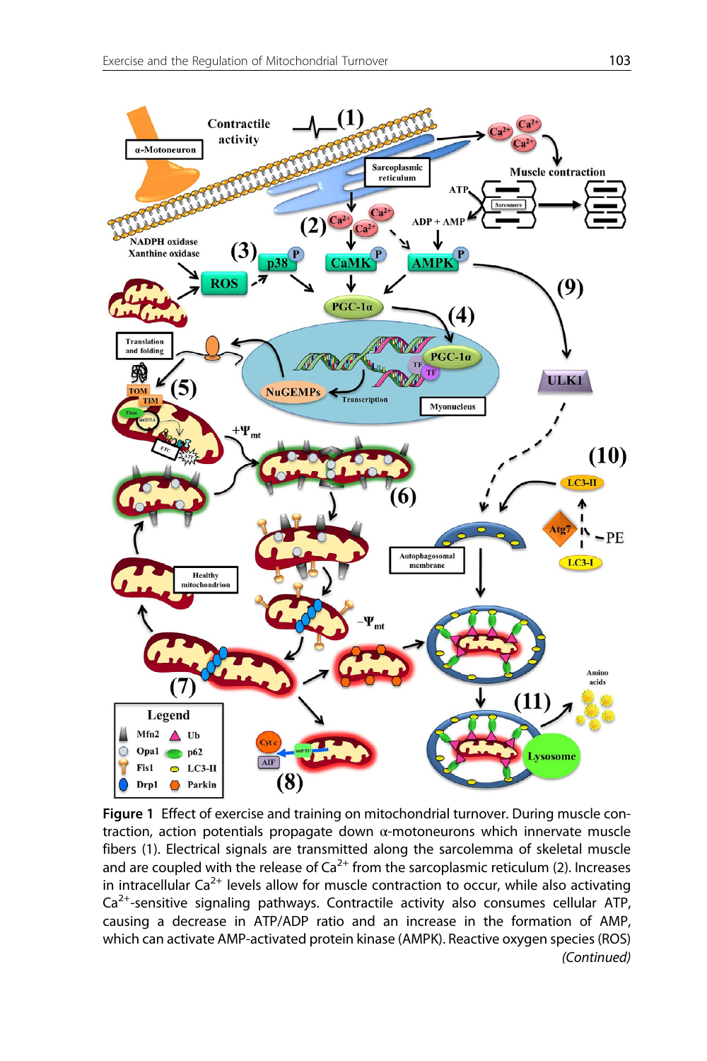**Figure 1** Effect of exercise and training on mitochondrial turnover. During muscle contraction, action potentials propagate down α-motoneurons which innervate muscle fibers (1). Electrical signals are transmitted along the sarcolemma of skeletal muscle and are coupled with the release of $Ca^{2+}$ from the sarcoplasmic reticulum (2). Increases in intracellular $Ca^{2+}$ levels allow for muscle contraction to occur, while also activating $Ca^{2+}$-sensitive signaling pathways. Contractile activity also consumes cellular ATP, causing a decrease in ATP/ADP ratio and an increase in the formation of AMP, which can activate AMP-activated protein kinase (AMPK). Reactive oxygen species (ROS) *(Continued)*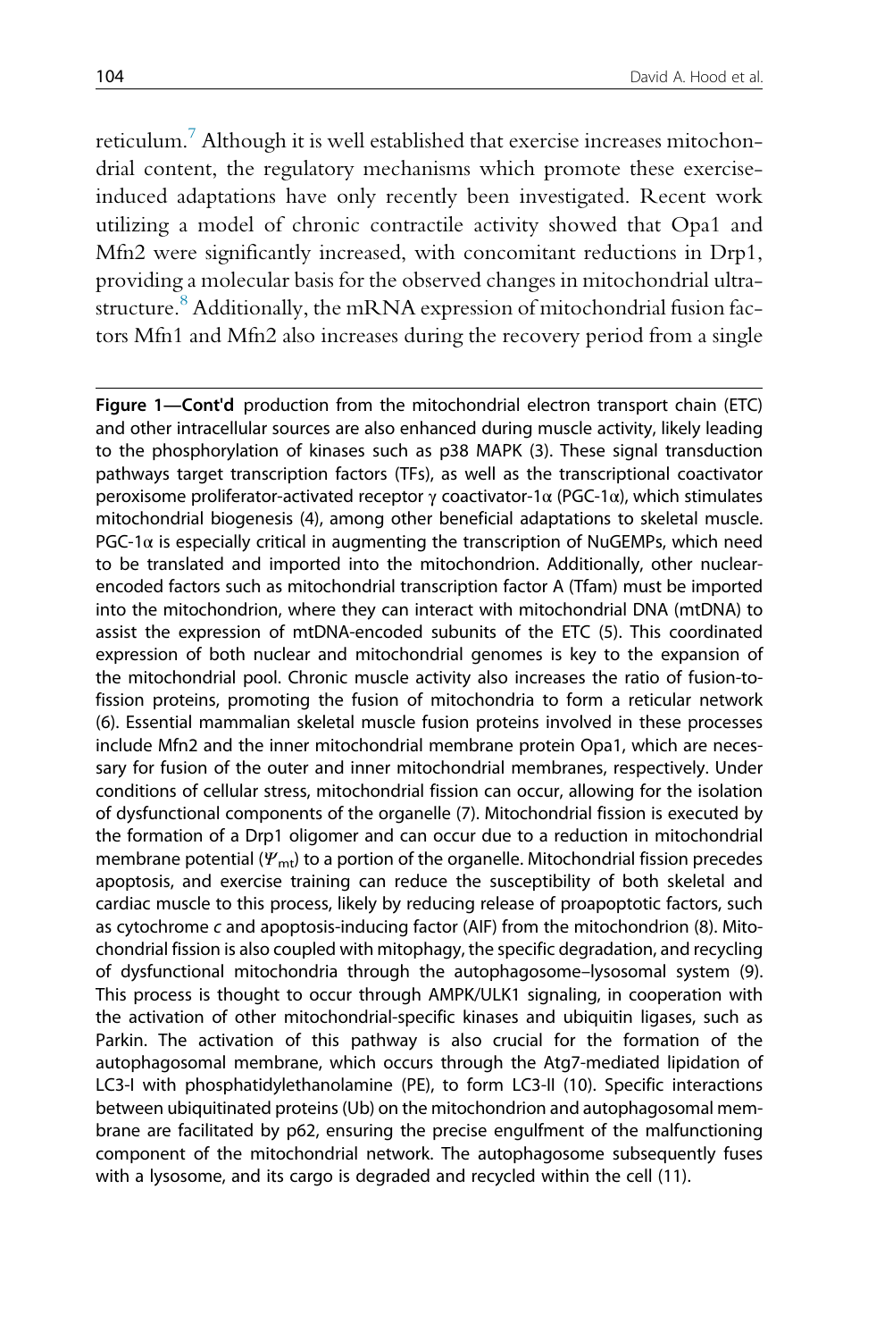reticulum.[7] Although it is well established that exercise increases mitochondrial content, the regulatory mechanisms which promote these exercise-induced adaptations have only recently been investigated. Recent work utilizing a model of chronic contractile activity showed that Opa1 and Mfn2 were significantly increased, with concomitant reductions in Drp1, providing a molecular basis for the observed changes in mitochondrial ultrastructure.[8] Additionally, the mRNA expression of mitochondrial fusion factors Mfn1 and Mfn2 also increases during the recovery period from a single

**Figure 1—Cont'd** production from the mitochondrial electron transport chain (ETC) and other intracellular sources are also enhanced during muscle activity, likely leading to the phosphorylation of kinases such as p38 MAPK (3). These signal transduction pathways target transcription factors (TFs), as well as the transcriptional coactivator peroxisome proliferator-activated receptor γ coactivator-1α (PGC-1α), which stimulates mitochondrial biogenesis (4), among other beneficial adaptations to skeletal muscle. PGC-1α is especially critical in augmenting the transcription of NuGEMPs, which need to be translated and imported into the mitochondrion. Additionally, other nuclear-encoded factors such as mitochondrial transcription factor A (Tfam) must be imported into the mitochondrion, where they can interact with mitochondrial DNA (mtDNA) to assist the expression of mtDNA-encoded subunits of the ETC (5). This coordinated expression of both nuclear and mitochondrial genomes is key to the expansion of the mitochondrial pool. Chronic muscle activity also increases the ratio of fusion-to-fission proteins, promoting the fusion of mitochondria to form a reticular network (6). Essential mammalian skeletal muscle fusion proteins involved in these processes include Mfn2 and the inner mitochondrial membrane protein Opa1, which are necessary for fusion of the outer and inner mitochondrial membranes, respectively. Under conditions of cellular stress, mitochondrial fission can occur, allowing for the isolation of dysfunctional components of the organelle (7). Mitochondrial fission is executed by the formation of a Drp1 oligomer and can occur due to a reduction in mitochondrial membrane potential ($\Psi_{mt}$) to a portion of the organelle. Mitochondrial fission precedes apoptosis, and exercise training can reduce the susceptibility of both skeletal and cardiac muscle to this process, likely by reducing release of proapoptotic factors, such as cytochrome *c* and apoptosis-inducing factor (AIF) from the mitochondrion (8). Mitochondrial fission is also coupled with mitophagy, the specific degradation, and recycling of dysfunctional mitochondria through the autophagosome–lysosomal system (9). This process is thought to occur through AMPK/ULK1 signaling, in cooperation with the activation of other mitochondrial-specific kinases and ubiquitin ligases, such as Parkin. The activation of this pathway is also crucial for the formation of the autophagosomal membrane, which occurs through the Atg7-mediated lipidation of LC3-I with phosphatidylethanolamine (PE), to form LC3-II (10). Specific interactions between ubiquitinated proteins (Ub) on the mitochondrion and autophagosomal membrane are facilitated by p62, ensuring the precise engulfment of the malfunctioning component of the mitochondrial network. The autophagosome subsequently fuses with a lysosome, and its cargo is degraded and recycled within the cell (11).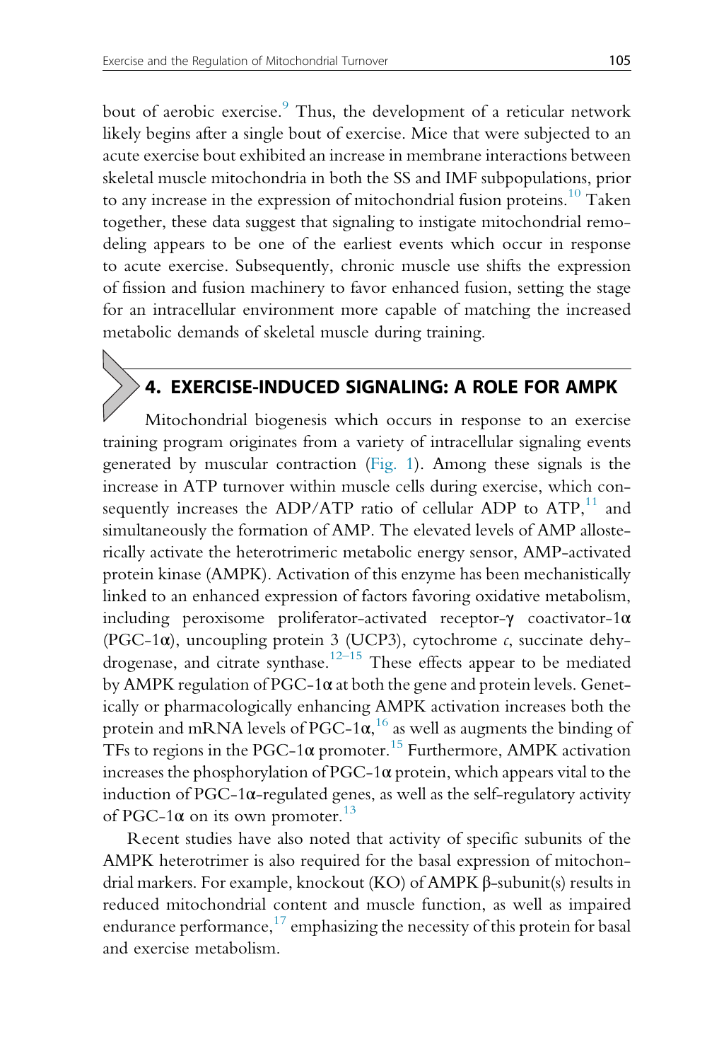bout of aerobic exercise.[9] Thus, the development of a reticular network likely begins after a single bout of exercise. Mice that were subjected to an acute exercise bout exhibited an increase in membrane interactions between skeletal muscle mitochondria in both the SS and IMF subpopulations, prior to any increase in the expression of mitochondrial fusion proteins.[10] Taken together, these data suggest that signaling to instigate mitochondrial remodeling appears to be one of the earliest events which occur in response to acute exercise. Subsequently, chronic muscle use shifts the expression of fission and fusion machinery to favor enhanced fusion, setting the stage for an intracellular environment more capable of matching the increased metabolic demands of skeletal muscle during training.

## 4. EXERCISE-INDUCED SIGNALING: A ROLE FOR AMPK

Mitochondrial biogenesis which occurs in response to an exercise training program originates from a variety of intracellular signaling events generated by muscular contraction (Fig. 1). Among these signals is the increase in ATP turnover within muscle cells during exercise, which consequently increases the ADP/ATP ratio of cellular ADP to ATP,[11] and simultaneously the formation of AMP. The elevated levels of AMP allosterically activate the heterotrimeric metabolic energy sensor, AMP-activated protein kinase (AMPK). Activation of this enzyme has been mechanistically linked to an enhanced expression of factors favoring oxidative metabolism, including peroxisome proliferator-activated receptor-γ coactivator-1α (PGC-1α), uncoupling protein 3 (UCP3), cytochrome *c*, succinate dehydrogenase, and citrate synthase.[12–15] These effects appear to be mediated by AMPK regulation of PGC-1α at both the gene and protein levels. Genetically or pharmacologically enhancing AMPK activation increases both the protein and mRNA levels of PGC-1α,[16] as well as augments the binding of TFs to regions in the PGC-1α promoter.[15] Furthermore, AMPK activation increases the phosphorylation of PGC-1α protein, which appears vital to the induction of PGC-1α-regulated genes, as well as the self-regulatory activity of PGC-1α on its own promoter.[13]

Recent studies have also noted that activity of specific subunits of the AMPK heterotrimer is also required for the basal expression of mitochondrial markers. For example, knockout (KO) of AMPK β-subunit(s) results in reduced mitochondrial content and muscle function, as well as impaired endurance performance,[17] emphasizing the necessity of this protein for basal and exercise metabolism.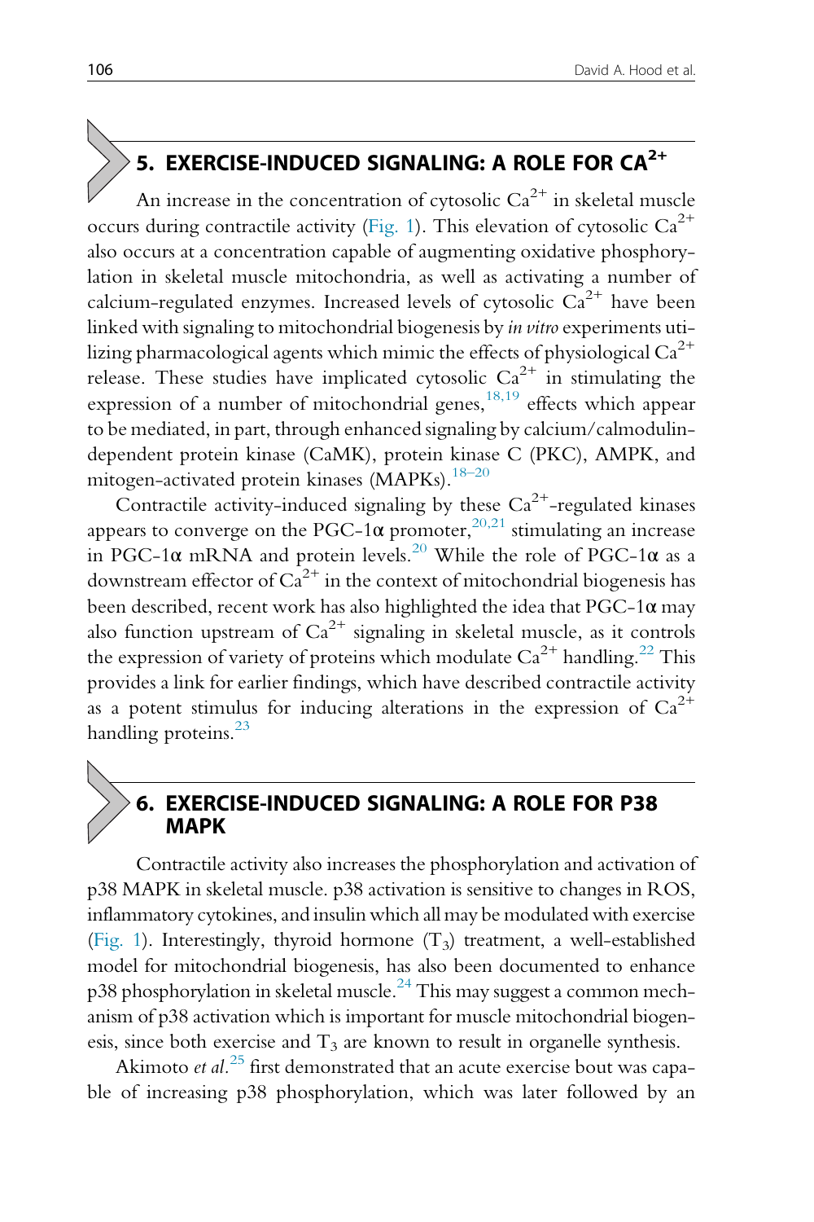## 5. EXERCISE-INDUCED SIGNALING: A ROLE FOR $CA^{2+}$

An increase in the concentration of cytosolic $Ca^{2+}$ in skeletal muscle occurs during contractile activity (Fig. 1). This elevation of cytosolic $Ca^{2+}$ also occurs at a concentration capable of augmenting oxidative phosphorylation in skeletal muscle mitochondria, as well as activating a number of calcium-regulated enzymes. Increased levels of cytosolic $Ca^{2+}$ have been linked with signaling to mitochondrial biogenesis by *in vitro* experiments utilizing pharmacological agents which mimic the effects of physiological $Ca^{2+}$ release. These studies have implicated cytosolic $Ca^{2+}$ in stimulating the expression of a number of mitochondrial genes,[18,19] effects which appear to be mediated, in part, through enhanced signaling by calcium/calmodulin-dependent protein kinase (CaMK), protein kinase C (PKC), AMPK, and mitogen-activated protein kinases (MAPKs).[18–20]

Contractile activity-induced signaling by these $Ca^{2+}$-regulated kinases appears to converge on the PGC-1α promoter,[20,21] stimulating an increase in PGC-1α mRNA and protein levels.[20] While the role of PGC-1α as a downstream effector of $Ca^{2+}$ in the context of mitochondrial biogenesis has been described, recent work has also highlighted the idea that PGC-1α may also function upstream of $Ca^{2+}$ signaling in skeletal muscle, as it controls the expression of variety of proteins which modulate $Ca^{2+}$ handling.[22] This provides a link for earlier findings, which have described contractile activity as a potent stimulus for inducing alterations in the expression of $Ca^{2+}$ handling proteins.[23]

## 6. EXERCISE-INDUCED SIGNALING: A ROLE FOR P38 MAPK

Contractile activity also increases the phosphorylation and activation of p38 MAPK in skeletal muscle. p38 activation is sensitive to changes in ROS, inflammatory cytokines, and insulin which all may be modulated with exercise (Fig. 1). Interestingly, thyroid hormone ($T_3$) treatment, a well-established model for mitochondrial biogenesis, has also been documented to enhance p38 phosphorylation in skeletal muscle.[24] This may suggest a common mechanism of p38 activation which is important for muscle mitochondrial biogenesis, since both exercise and $T_3$ are known to result in organelle synthesis.

Akimoto *et al.*[25] first demonstrated that an acute exercise bout was capable of increasing p38 phosphorylation, which was later followed by an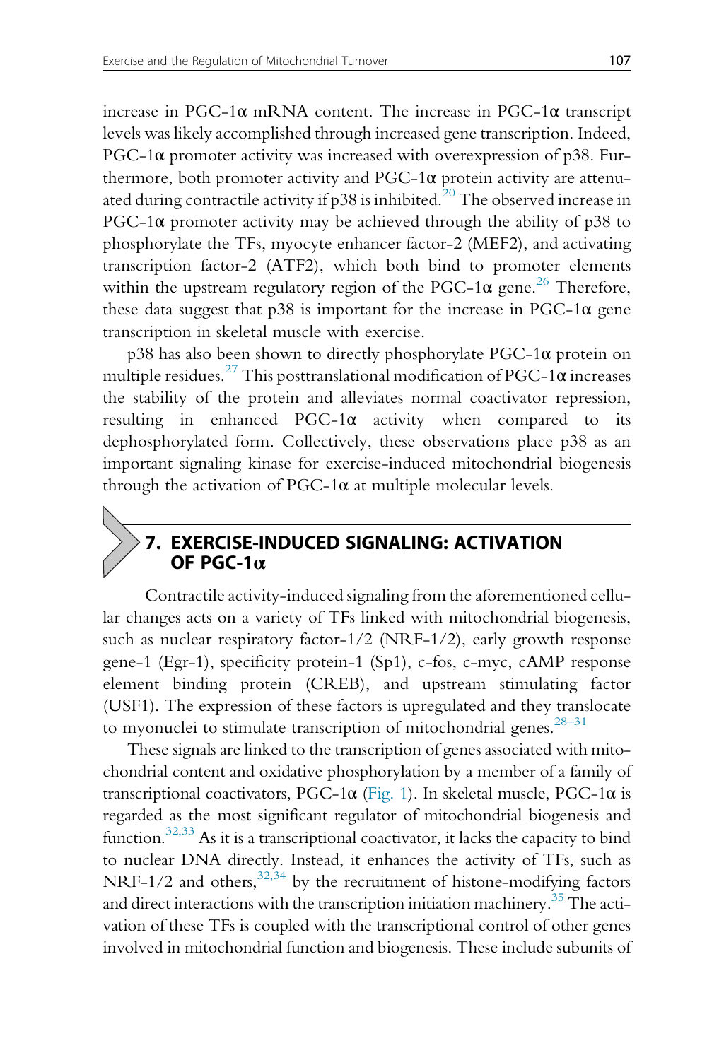increase in PGC-1α mRNA content. The increase in PGC-1α transcript levels was likely accomplished through increased gene transcription. Indeed, PGC-1α promoter activity was increased with overexpression of p38. Furthermore, both promoter activity and PGC-1α protein activity are attenuated during contractile activity if p38 is inhibited.[20] The observed increase in PGC-1α promoter activity may be achieved through the ability of p38 to phosphorylate the TFs, myocyte enhancer factor-2 (MEF2), and activating transcription factor-2 (ATF2), which both bind to promoter elements within the upstream regulatory region of the PGC-1α gene.[26] Therefore, these data suggest that p38 is important for the increase in PGC-1α gene transcription in skeletal muscle with exercise.

p38 has also been shown to directly phosphorylate PGC-1α protein on multiple residues.[27] This posttranslational modification of PGC-1α increases the stability of the protein and alleviates normal coactivator repression, resulting in enhanced PGC-1α activity when compared to its dephosphorylated form. Collectively, these observations place p38 as an important signaling kinase for exercise-induced mitochondrial biogenesis through the activation of PGC-1α at multiple molecular levels.

## 7. EXERCISE-INDUCED SIGNALING: ACTIVATION OF PGC-1α

Contractile activity-induced signaling from the aforementioned cellular changes acts on a variety of TFs linked with mitochondrial biogenesis, such as nuclear respiratory factor-1/2 (NRF-1/2), early growth response gene-1 (Egr-1), specificity protein-1 (Sp1), c-fos, c-myc, cAMP response element binding protein (CREB), and upstream stimulating factor (USF1). The expression of these factors is upregulated and they translocate to myonuclei to stimulate transcription of mitochondrial genes.[28–31]

These signals are linked to the transcription of genes associated with mitochondrial content and oxidative phosphorylation by a member of a family of transcriptional coactivators, PGC-1α (Fig. 1). In skeletal muscle, PGC-1α is regarded as the most significant regulator of mitochondrial biogenesis and function.[32,33] As it is a transcriptional coactivator, it lacks the capacity to bind to nuclear DNA directly. Instead, it enhances the activity of TFs, such as NRF-1/2 and others,[32,34] by the recruitment of histone-modifying factors and direct interactions with the transcription initiation machinery.[35] The activation of these TFs is coupled with the transcriptional control of other genes involved in mitochondrial function and biogenesis. These include subunits of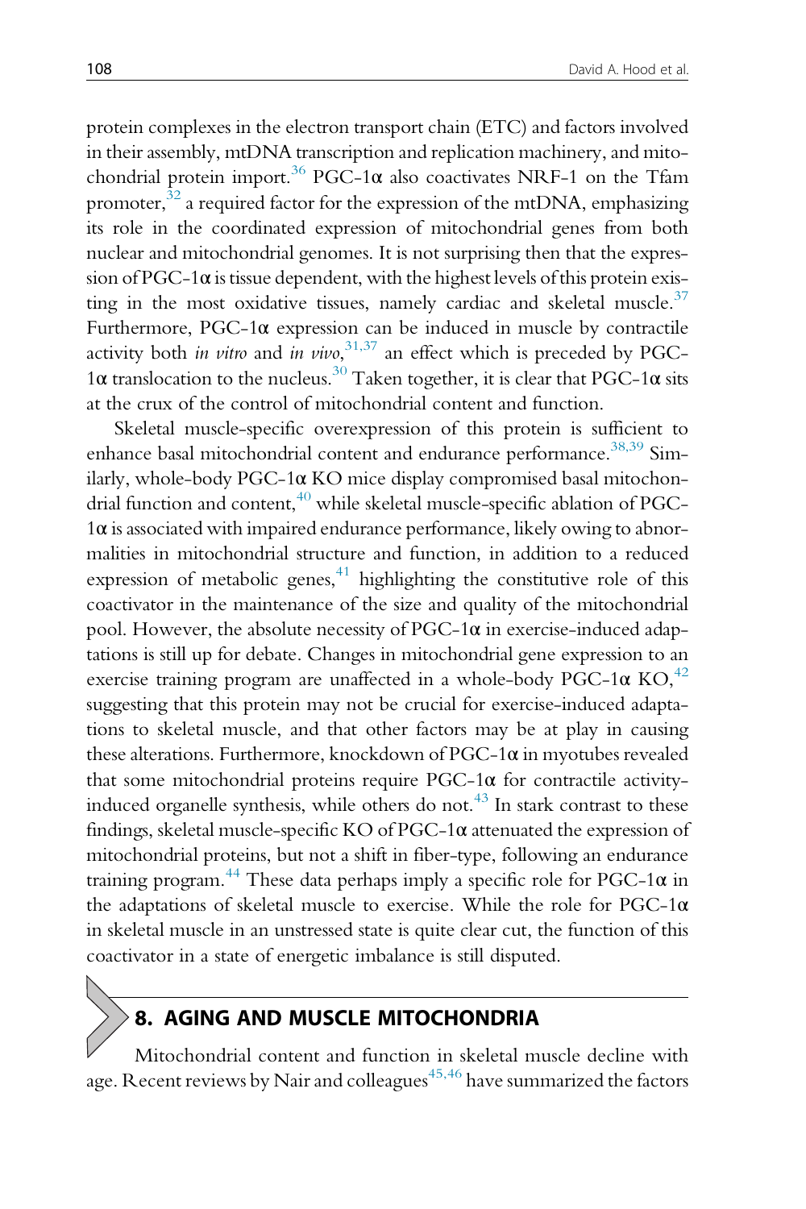protein complexes in the electron transport chain (ETC) and factors involved in their assembly, mtDNA transcription and replication machinery, and mitochondrial protein import.[36] PGC-1α also coactivates NRF-1 on the Tfam promoter,[32] a required factor for the expression of the mtDNA, emphasizing its role in the coordinated expression of mitochondrial genes from both nuclear and mitochondrial genomes. It is not surprising then that the expression of PGC-1α is tissue dependent, with the highest levels of this protein existing in the most oxidative tissues, namely cardiac and skeletal muscle.[37] Furthermore, PGC-1α expression can be induced in muscle by contractile activity both *in vitro* and *in vivo*,[31,37] an effect which is preceded by PGC-1α translocation to the nucleus.[30] Taken together, it is clear that PGC-1α sits at the crux of the control of mitochondrial content and function.

Skeletal muscle-specific overexpression of this protein is sufficient to enhance basal mitochondrial content and endurance performance.[38,39] Similarly, whole-body PGC-1α KO mice display compromised basal mitochondrial function and content,[40] while skeletal muscle-specific ablation of PGC-1α is associated with impaired endurance performance, likely owing to abnormalities in mitochondrial structure and function, in addition to a reduced expression of metabolic genes,[41] highlighting the constitutive role of this coactivator in the maintenance of the size and quality of the mitochondrial pool. However, the absolute necessity of PGC-1α in exercise-induced adaptations is still up for debate. Changes in mitochondrial gene expression to an exercise training program are unaffected in a whole-body PGC-1α KO,[42] suggesting that this protein may not be crucial for exercise-induced adaptations to skeletal muscle, and that other factors may be at play in causing these alterations. Furthermore, knockdown of PGC-1α in myotubes revealed that some mitochondrial proteins require PGC-1α for contractile activity-induced organelle synthesis, while others do not.[43] In stark contrast to these findings, skeletal muscle-specific KO of PGC-1α attenuated the expression of mitochondrial proteins, but not a shift in fiber-type, following an endurance training program.[44] These data perhaps imply a specific role for PGC-1α in the adaptations of skeletal muscle to exercise. While the role for PGC-1α in skeletal muscle in an unstressed state is quite clear cut, the function of this coactivator in a state of energetic imbalance is still disputed.

## 8. AGING AND MUSCLE MITOCHONDRIA

Mitochondrial content and function in skeletal muscle decline with age. Recent reviews by Nair and colleagues[45,46] have summarized the factors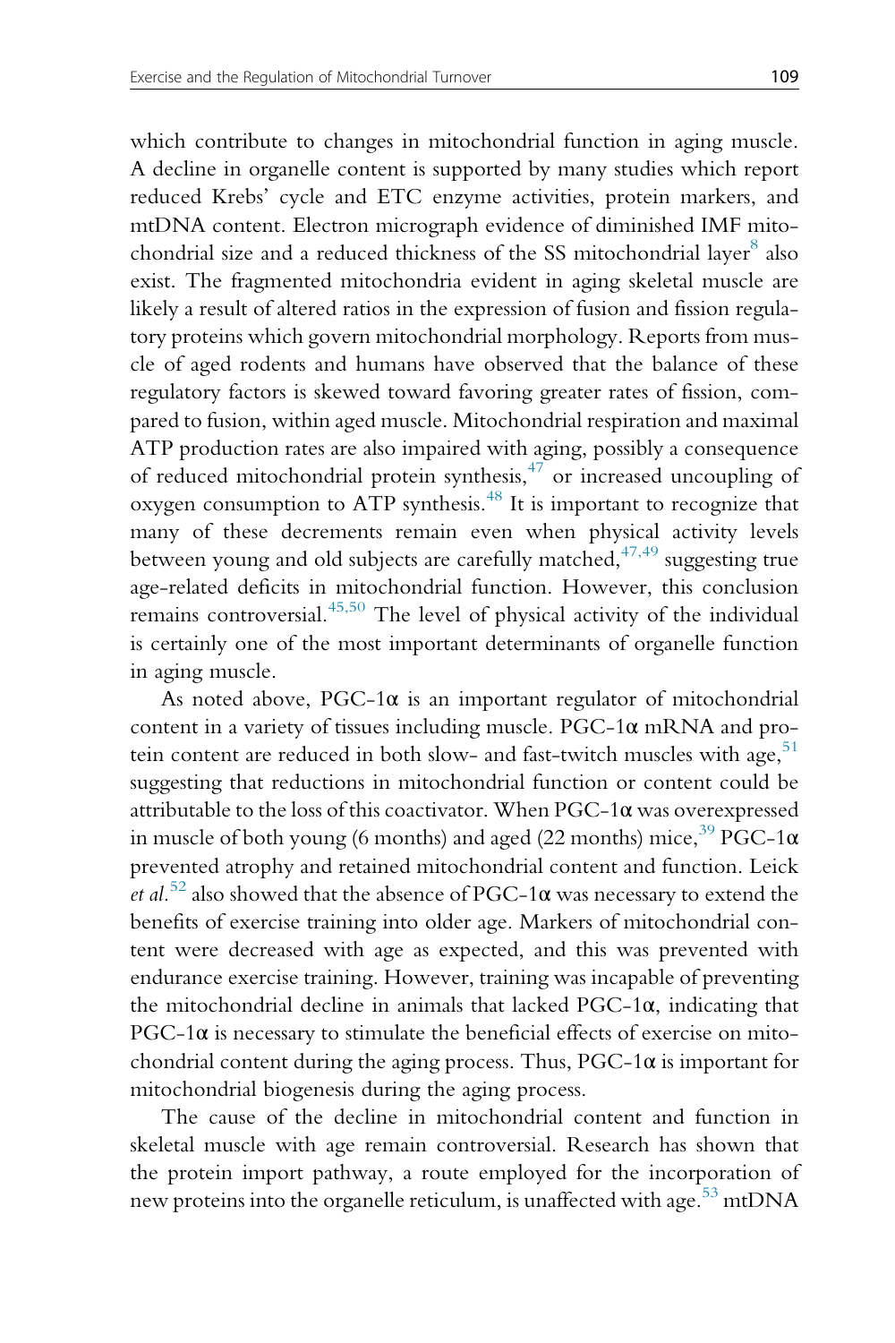which contribute to changes in mitochondrial function in aging muscle. A decline in organelle content is supported by many studies which report reduced Krebs' cycle and ETC enzyme activities, protein markers, and mtDNA content. Electron micrograph evidence of diminished IMF mitochondrial size and a reduced thickness of the SS mitochondrial layer[8] also exist. The fragmented mitochondria evident in aging skeletal muscle are likely a result of altered ratios in the expression of fusion and fission regulatory proteins which govern mitochondrial morphology. Reports from muscle of aged rodents and humans have observed that the balance of these regulatory factors is skewed toward favoring greater rates of fission, compared to fusion, within aged muscle. Mitochondrial respiration and maximal ATP production rates are also impaired with aging, possibly a consequence of reduced mitochondrial protein synthesis,[47] or increased uncoupling of oxygen consumption to ATP synthesis.[48] It is important to recognize that many of these decrements remain even when physical activity levels between young and old subjects are carefully matched,[47,49] suggesting true age-related deficits in mitochondrial function. However, this conclusion remains controversial.[45,50] The level of physical activity of the individual is certainly one of the most important determinants of organelle function in aging muscle.

As noted above, PGC-1α is an important regulator of mitochondrial content in a variety of tissues including muscle. PGC-1α mRNA and protein content are reduced in both slow- and fast-twitch muscles with age,[51] suggesting that reductions in mitochondrial function or content could be attributable to the loss of this coactivator. When PGC-1α was overexpressed in muscle of both young (6 months) and aged (22 months) mice,[39] PGC-1α prevented atrophy and retained mitochondrial content and function. Leick *et al.*[52] also showed that the absence of PGC-1α was necessary to extend the benefits of exercise training into older age. Markers of mitochondrial content were decreased with age as expected, and this was prevented with endurance exercise training. However, training was incapable of preventing the mitochondrial decline in animals that lacked PGC-1α, indicating that PGC-1α is necessary to stimulate the beneficial effects of exercise on mitochondrial content during the aging process. Thus, PGC-1α is important for mitochondrial biogenesis during the aging process.

The cause of the decline in mitochondrial content and function in skeletal muscle with age remain controversial. Research has shown that the protein import pathway, a route employed for the incorporation of new proteins into the organelle reticulum, is unaffected with age.[53] mtDNA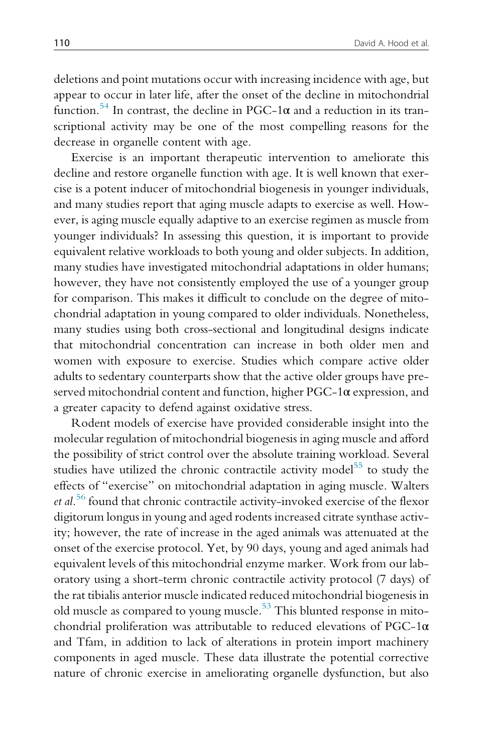deletions and point mutations occur with increasing incidence with age, but appear to occur in later life, after the onset of the decline in mitochondrial function.[54] In contrast, the decline in PGC-1α and a reduction in its transcriptional activity may be one of the most compelling reasons for the decrease in organelle content with age.

Exercise is an important therapeutic intervention to ameliorate this decline and restore organelle function with age. It is well known that exercise is a potent inducer of mitochondrial biogenesis in younger individuals, and many studies report that aging muscle adapts to exercise as well. However, is aging muscle equally adaptive to an exercise regimen as muscle from younger individuals? In assessing this question, it is important to provide equivalent relative workloads to both young and older subjects. In addition, many studies have investigated mitochondrial adaptations in older humans; however, they have not consistently employed the use of a younger group for comparison. This makes it difficult to conclude on the degree of mitochondrial adaptation in young compared to older individuals. Nonetheless, many studies using both cross-sectional and longitudinal designs indicate that mitochondrial concentration can increase in both older men and women with exposure to exercise. Studies which compare active older adults to sedentary counterparts show that the active older groups have preserved mitochondrial content and function, higher PGC-1α expression, and a greater capacity to defend against oxidative stress.

Rodent models of exercise have provided considerable insight into the molecular regulation of mitochondrial biogenesis in aging muscle and afford the possibility of strict control over the absolute training workload. Several studies have utilized the chronic contractile activity model[55] to study the effects of "exercise" on mitochondrial adaptation in aging muscle. Walters *et al.*[56] found that chronic contractile activity-invoked exercise of the flexor digitorum longus in young and aged rodents increased citrate synthase activity; however, the rate of increase in the aged animals was attenuated at the onset of the exercise protocol. Yet, by 90 days, young and aged animals had equivalent levels of this mitochondrial enzyme marker. Work from our laboratory using a short-term chronic contractile activity protocol (7 days) of the rat tibialis anterior muscle indicated reduced mitochondrial biogenesis in old muscle as compared to young muscle.[53] This blunted response in mitochondrial proliferation was attributable to reduced elevations of PGC-1α and Tfam, in addition to lack of alterations in protein import machinery components in aged muscle. These data illustrate the potential corrective nature of chronic exercise in ameliorating organelle dysfunction, but also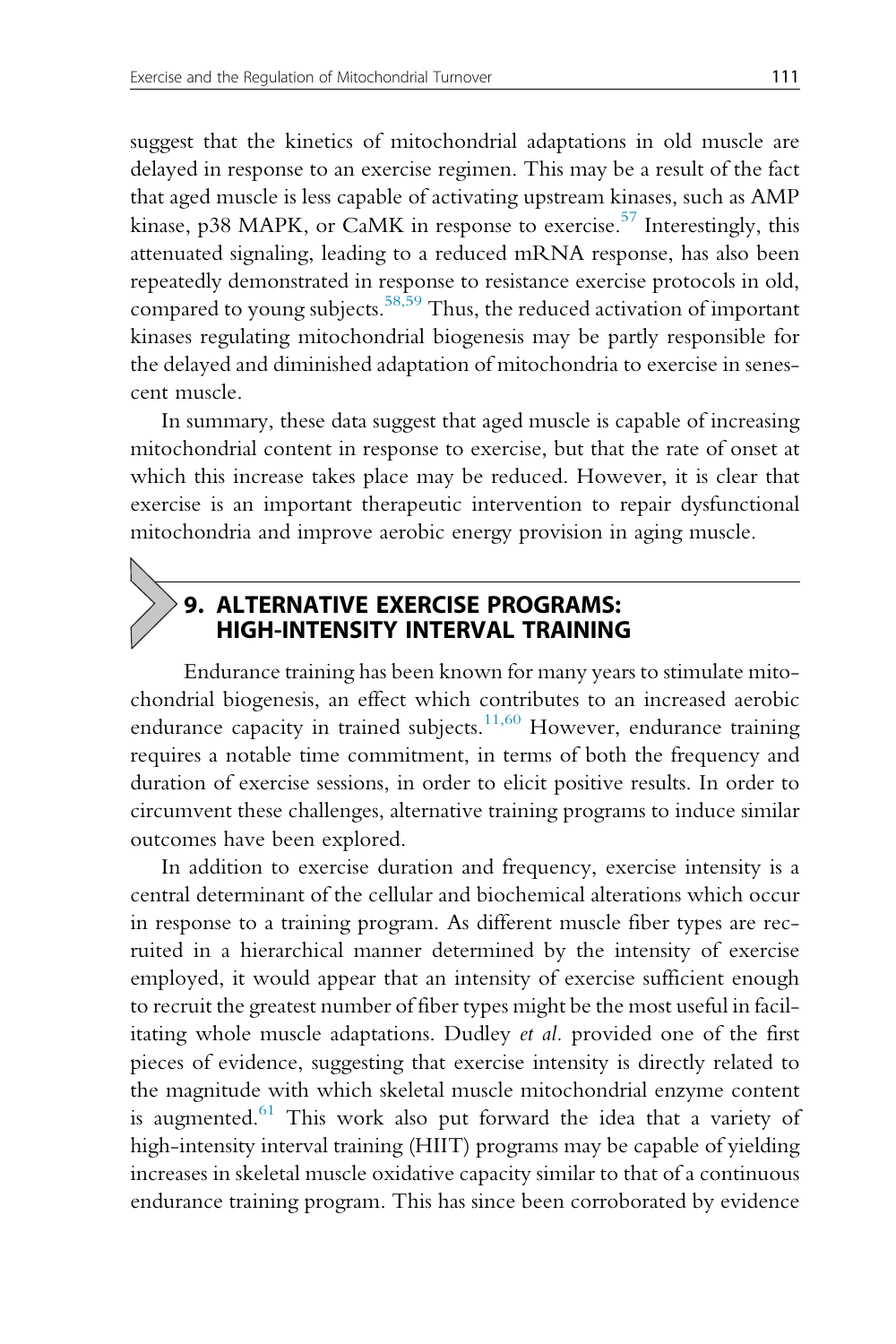suggest that the kinetics of mitochondrial adaptations in old muscle are delayed in response to an exercise regimen. This may be a result of the fact that aged muscle is less capable of activating upstream kinases, such as AMP kinase, p38 MAPK, or CaMK in response to exercise.[57] Interestingly, this attenuated signaling, leading to a reduced mRNA response, has also been repeatedly demonstrated in response to resistance exercise protocols in old, compared to young subjects.[58,59] Thus, the reduced activation of important kinases regulating mitochondrial biogenesis may be partly responsible for the delayed and diminished adaptation of mitochondria to exercise in senescent muscle.

In summary, these data suggest that aged muscle is capable of increasing mitochondrial content in response to exercise, but that the rate of onset at which this increase takes place may be reduced. However, it is clear that exercise is an important therapeutic intervention to repair dysfunctional mitochondria and improve aerobic energy provision in aging muscle.

## 9. ALTERNATIVE EXERCISE PROGRAMS: HIGH-INTENSITY INTERVAL TRAINING

Endurance training has been known for many years to stimulate mitochondrial biogenesis, an effect which contributes to an increased aerobic endurance capacity in trained subjects.[11,60] However, endurance training requires a notable time commitment, in terms of both the frequency and duration of exercise sessions, in order to elicit positive results. In order to circumvent these challenges, alternative training programs to induce similar outcomes have been explored.

In addition to exercise duration and frequency, exercise intensity is a central determinant of the cellular and biochemical alterations which occur in response to a training program. As different muscle fiber types are recruited in a hierarchical manner determined by the intensity of exercise employed, it would appear that an intensity of exercise sufficient enough to recruit the greatest number of fiber types might be the most useful in facilitating whole muscle adaptations. Dudley *et al.* provided one of the first pieces of evidence, suggesting that exercise intensity is directly related to the magnitude with which skeletal muscle mitochondrial enzyme content is augmented.[61] This work also put forward the idea that a variety of high-intensity interval training (HIIT) programs may be capable of yielding increases in skeletal muscle oxidative capacity similar to that of a continuous endurance training program. This has since been corroborated by evidence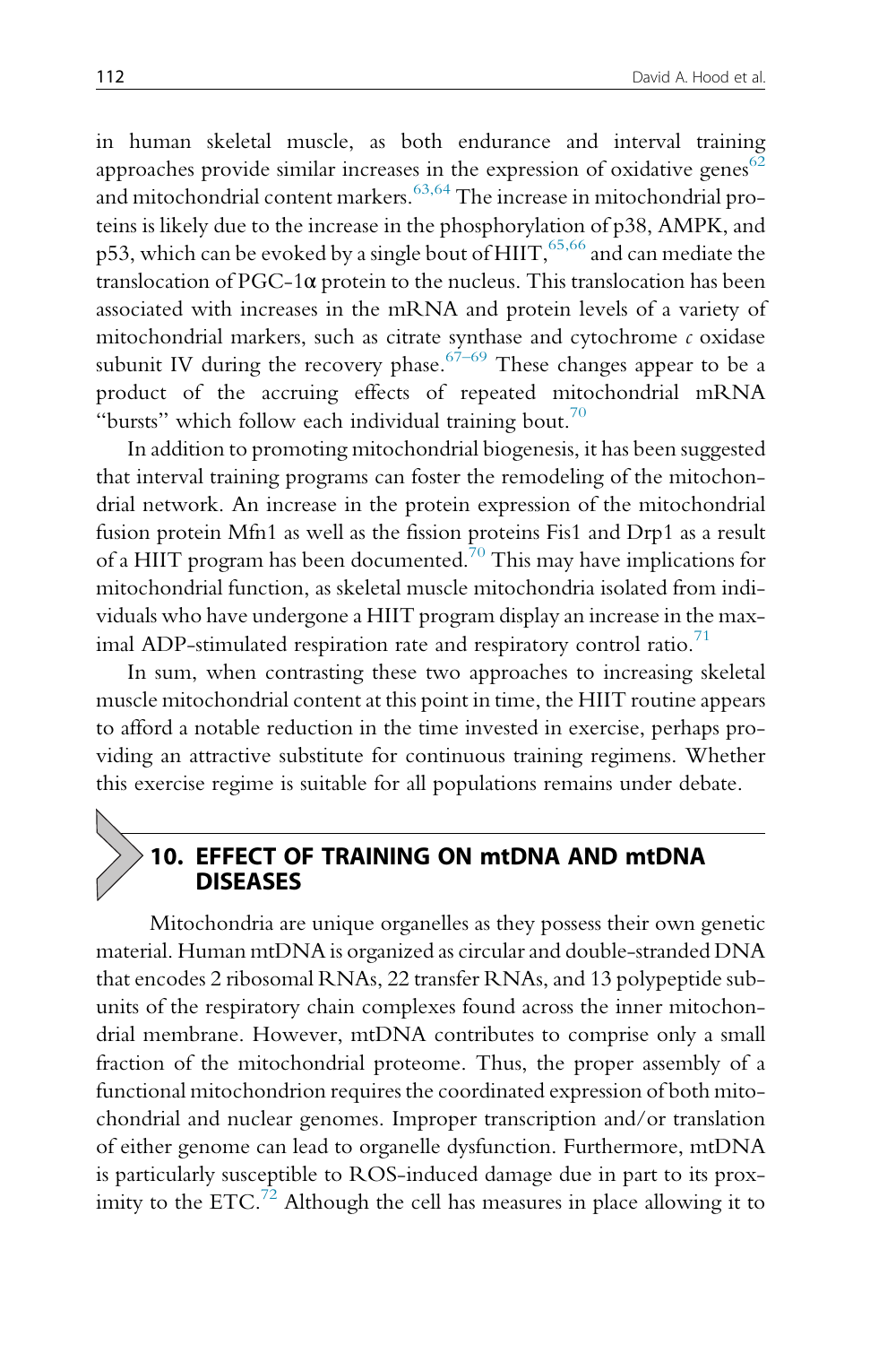in human skeletal muscle, as both endurance and interval training approaches provide similar increases in the expression of oxidative genes[62] and mitochondrial content markers.[63,64] The increase in mitochondrial proteins is likely due to the increase in the phosphorylation of p38, AMPK, and p53, which can be evoked by a single bout of HIIT,[65,66] and can mediate the translocation of PGC-1α protein to the nucleus. This translocation has been associated with increases in the mRNA and protein levels of a variety of mitochondrial markers, such as citrate synthase and cytochrome *c* oxidase subunit IV during the recovery phase.[67–69] These changes appear to be a product of the accruing effects of repeated mitochondrial mRNA "bursts" which follow each individual training bout.[70]

In addition to promoting mitochondrial biogenesis, it has been suggested that interval training programs can foster the remodeling of the mitochondrial network. An increase in the protein expression of the mitochondrial fusion protein Mfn1 as well as the fission proteins Fis1 and Drp1 as a result of a HIIT program has been documented.[70] This may have implications for mitochondrial function, as skeletal muscle mitochondria isolated from individuals who have undergone a HIIT program display an increase in the maximal ADP-stimulated respiration rate and respiratory control ratio.[71]

In sum, when contrasting these two approaches to increasing skeletal muscle mitochondrial content at this point in time, the HIIT routine appears to afford a notable reduction in the time invested in exercise, perhaps providing an attractive substitute for continuous training regimens. Whether this exercise regime is suitable for all populations remains under debate.

## 10. EFFECT OF TRAINING ON mtDNA AND mtDNA DISEASES

Mitochondria are unique organelles as they possess their own genetic material. Human mtDNA is organized as circular and double-stranded DNA that encodes 2 ribosomal RNAs, 22 transfer RNAs, and 13 polypeptide subunits of the respiratory chain complexes found across the inner mitochondrial membrane. However, mtDNA contributes to comprise only a small fraction of the mitochondrial proteome. Thus, the proper assembly of a functional mitochondrion requires the coordinated expression of both mitochondrial and nuclear genomes. Improper transcription and/or translation of either genome can lead to organelle dysfunction. Furthermore, mtDNA is particularly susceptible to ROS-induced damage due in part to its proximity to the ETC.[72] Although the cell has measures in place allowing it to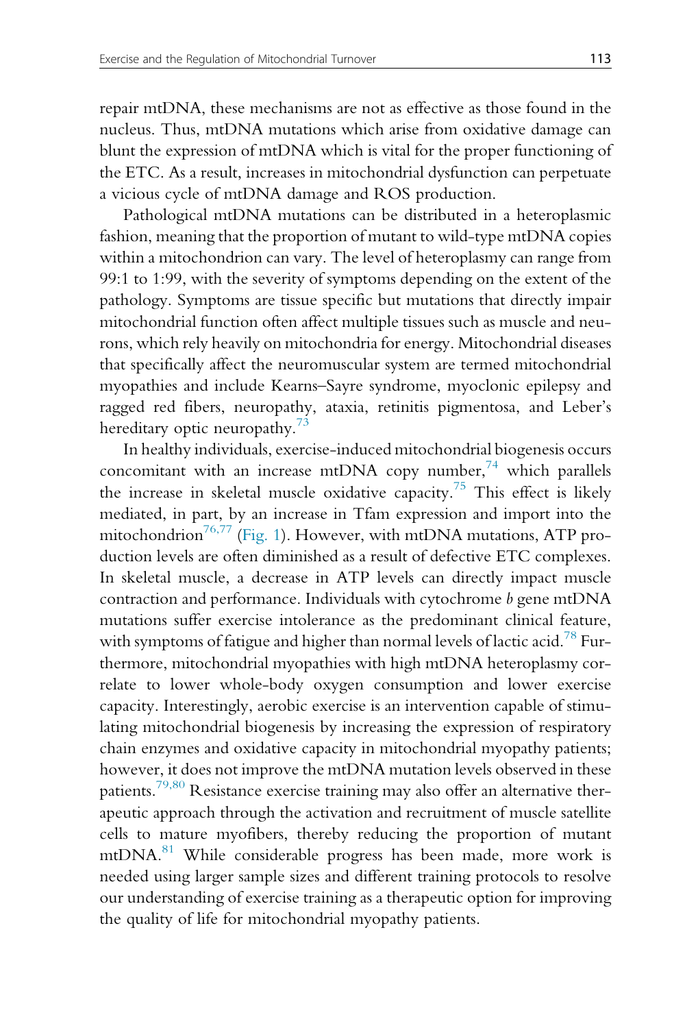repair mtDNA, these mechanisms are not as effective as those found in the nucleus. Thus, mtDNA mutations which arise from oxidative damage can blunt the expression of mtDNA which is vital for the proper functioning of the ETC. As a result, increases in mitochondrial dysfunction can perpetuate a vicious cycle of mtDNA damage and ROS production.

Pathological mtDNA mutations can be distributed in a heteroplasmic fashion, meaning that the proportion of mutant to wild-type mtDNA copies within a mitochondrion can vary. The level of heteroplasmy can range from 99:1 to 1:99, with the severity of symptoms depending on the extent of the pathology. Symptoms are tissue specific but mutations that directly impair mitochondrial function often affect multiple tissues such as muscle and neurons, which rely heavily on mitochondria for energy. Mitochondrial diseases that specifically affect the neuromuscular system are termed mitochondrial myopathies and include Kearns–Sayre syndrome, myoclonic epilepsy and ragged red fibers, neuropathy, ataxia, retinitis pigmentosa, and Leber's hereditary optic neuropathy.[73]

In healthy individuals, exercise-induced mitochondrial biogenesis occurs concomitant with an increase mtDNA copy number,[74] which parallels the increase in skeletal muscle oxidative capacity.[75] This effect is likely mediated, in part, by an increase in Tfam expression and import into the mitochondrion[76,77] (Fig. 1). However, with mtDNA mutations, ATP production levels are often diminished as a result of defective ETC complexes. In skeletal muscle, a decrease in ATP levels can directly impact muscle contraction and performance. Individuals with cytochrome *b* gene mtDNA mutations suffer exercise intolerance as the predominant clinical feature, with symptoms of fatigue and higher than normal levels of lactic acid.[78] Furthermore, mitochondrial myopathies with high mtDNA heteroplasmy correlate to lower whole-body oxygen consumption and lower exercise capacity. Interestingly, aerobic exercise is an intervention capable of stimulating mitochondrial biogenesis by increasing the expression of respiratory chain enzymes and oxidative capacity in mitochondrial myopathy patients; however, it does not improve the mtDNA mutation levels observed in these patients.[79,80] Resistance exercise training may also offer an alternative therapeutic approach through the activation and recruitment of muscle satellite cells to mature myofibers, thereby reducing the proportion of mutant mtDNA.[81] While considerable progress has been made, more work is needed using larger sample sizes and different training protocols to resolve our understanding of exercise training as a therapeutic option for improving the quality of life for mitochondrial myopathy patients.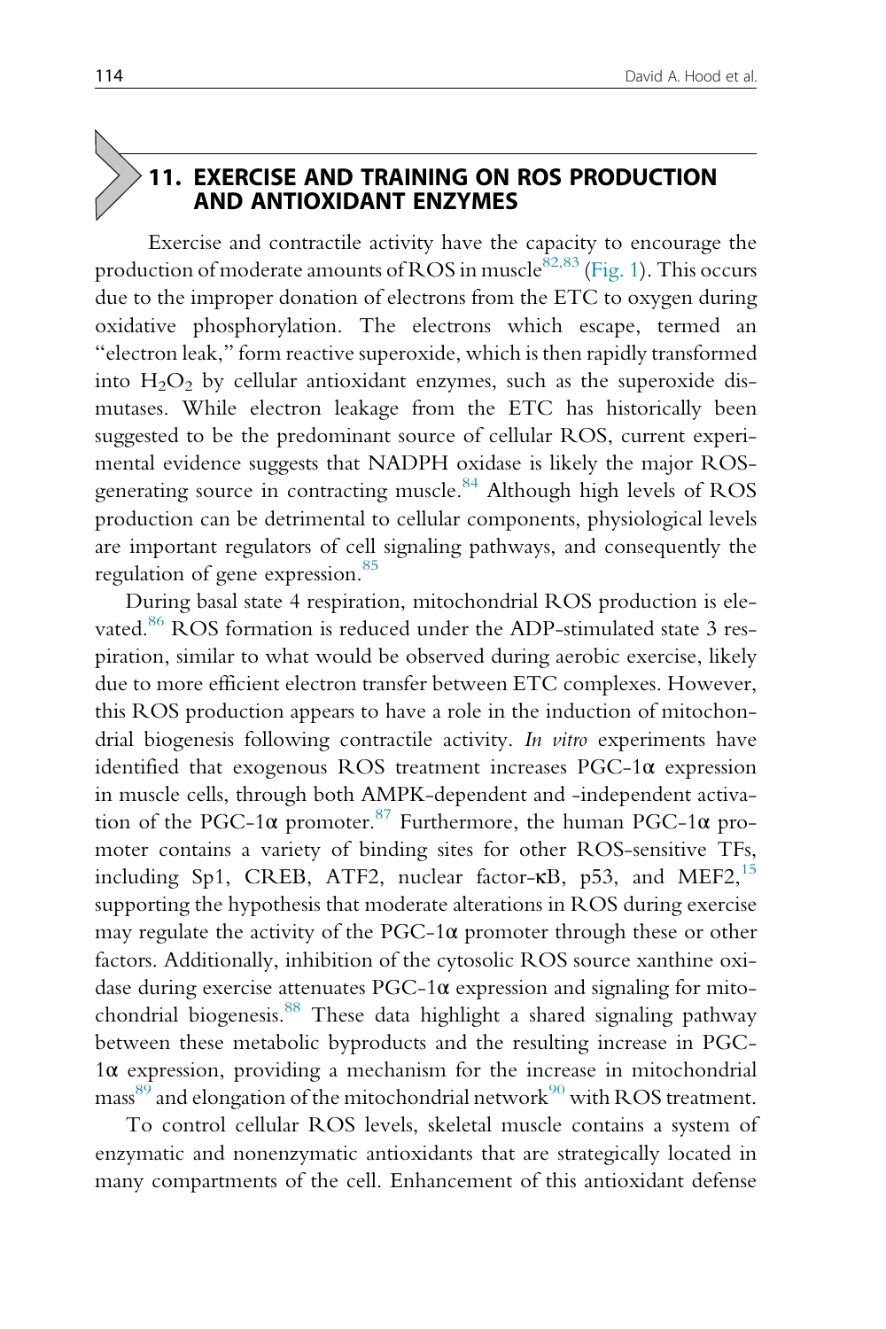## 11. EXERCISE AND TRAINING ON ROS PRODUCTION AND ANTIOXIDANT ENZYMES

Exercise and contractile activity have the capacity to encourage the production of moderate amounts of ROS in muscle[82,83] (Fig. 1). This occurs due to the improper donation of electrons from the ETC to oxygen during oxidative phosphorylation. The electrons which escape, termed an "electron leak," form reactive superoxide, which is then rapidly transformed into $H_2O_2$ by cellular antioxidant enzymes, such as the superoxide dismutases. While electron leakage from the ETC has historically been suggested to be the predominant source of cellular ROS, current experimental evidence suggests that NADPH oxidase is likely the major ROS-generating source in contracting muscle.[84] Although high levels of ROS production can be detrimental to cellular components, physiological levels are important regulators of cell signaling pathways, and consequently the regulation of gene expression.[85]

During basal state 4 respiration, mitochondrial ROS production is elevated.[86] ROS formation is reduced under the ADP-stimulated state 3 respiration, similar to what would be observed during aerobic exercise, likely due to more efficient electron transfer between ETC complexes. However, this ROS production appears to have a role in the induction of mitochondrial biogenesis following contractile activity. *In vitro* experiments have identified that exogenous ROS treatment increases PGC-1α expression in muscle cells, through both AMPK-dependent and -independent activation of the PGC-1α promoter.[87] Furthermore, the human PGC-1α promoter contains a variety of binding sites for other ROS-sensitive TFs, including Sp1, CREB, ATF2, nuclear factor-κB, p53, and MEF2,[15] supporting the hypothesis that moderate alterations in ROS during exercise may regulate the activity of the PGC-1α promoter through these or other factors. Additionally, inhibition of the cytosolic ROS source xanthine oxidase during exercise attenuates PGC-1α expression and signaling for mitochondrial biogenesis.[88] These data highlight a shared signaling pathway between these metabolic byproducts and the resulting increase in PGC-1α expression, providing a mechanism for the increase in mitochondrial mass[89] and elongation of the mitochondrial network[90] with ROS treatment.

To control cellular ROS levels, skeletal muscle contains a system of enzymatic and nonenzymatic antioxidants that are strategically located in many compartments of the cell. Enhancement of this antioxidant defense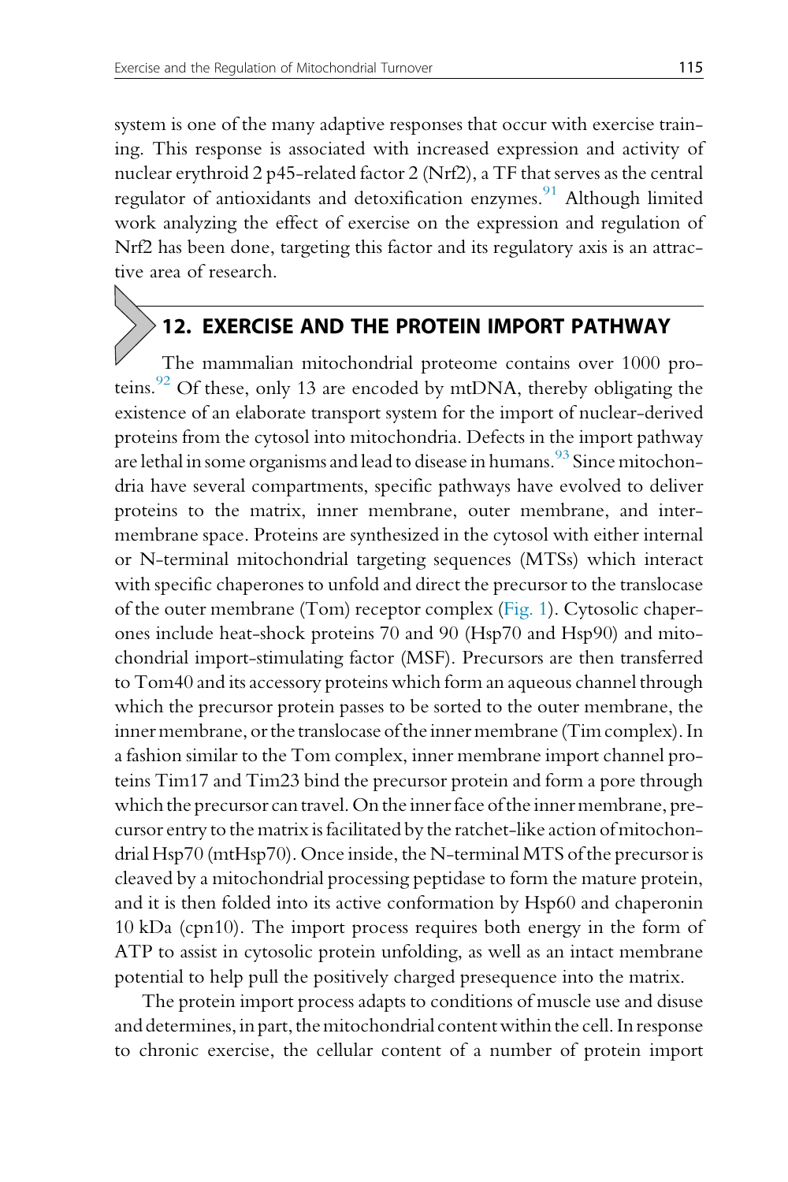system is one of the many adaptive responses that occur with exercise training. This response is associated with increased expression and activity of nuclear erythroid 2 p45-related factor 2 (Nrf2), a TF that serves as the central regulator of antioxidants and detoxification enzymes.[91] Although limited work analyzing the effect of exercise on the expression and regulation of Nrf2 has been done, targeting this factor and its regulatory axis is an attractive area of research.

## 12. EXERCISE AND THE PROTEIN IMPORT PATHWAY

The mammalian mitochondrial proteome contains over 1000 proteins.[92] Of these, only 13 are encoded by mtDNA, thereby obligating the existence of an elaborate transport system for the import of nuclear-derived proteins from the cytosol into mitochondria. Defects in the import pathway are lethal in some organisms and lead to disease in humans.[93] Since mitochondria have several compartments, specific pathways have evolved to deliver proteins to the matrix, inner membrane, outer membrane, and intermembrane space. Proteins are synthesized in the cytosol with either internal or N-terminal mitochondrial targeting sequences (MTSs) which interact with specific chaperones to unfold and direct the precursor to the translocase of the outer membrane (Tom) receptor complex (Fig. 1). Cytosolic chaperones include heat-shock proteins 70 and 90 (Hsp70 and Hsp90) and mitochondrial import-stimulating factor (MSF). Precursors are then transferred to Tom40 and its accessory proteins which form an aqueous channel through which the precursor protein passes to be sorted to the outer membrane, the inner membrane, or the translocase of the inner membrane (Tim complex). In a fashion similar to the Tom complex, inner membrane import channel proteins Tim17 and Tim23 bind the precursor protein and form a pore through which the precursor can travel. On the inner face of the inner membrane, precursor entry to the matrix is facilitated by the ratchet-like action of mitochondrial Hsp70 (mtHsp70). Once inside, the N-terminal MTS of the precursor is cleaved by a mitochondrial processing peptidase to form the mature protein, and it is then folded into its active conformation by Hsp60 and chaperonin 10 kDa (cpn10). The import process requires both energy in the form of ATP to assist in cytosolic protein unfolding, as well as an intact membrane potential to help pull the positively charged presequence into the matrix.

The protein import process adapts to conditions of muscle use and disuse and determines, in part, the mitochondrial content within the cell. In response to chronic exercise, the cellular content of a number of protein import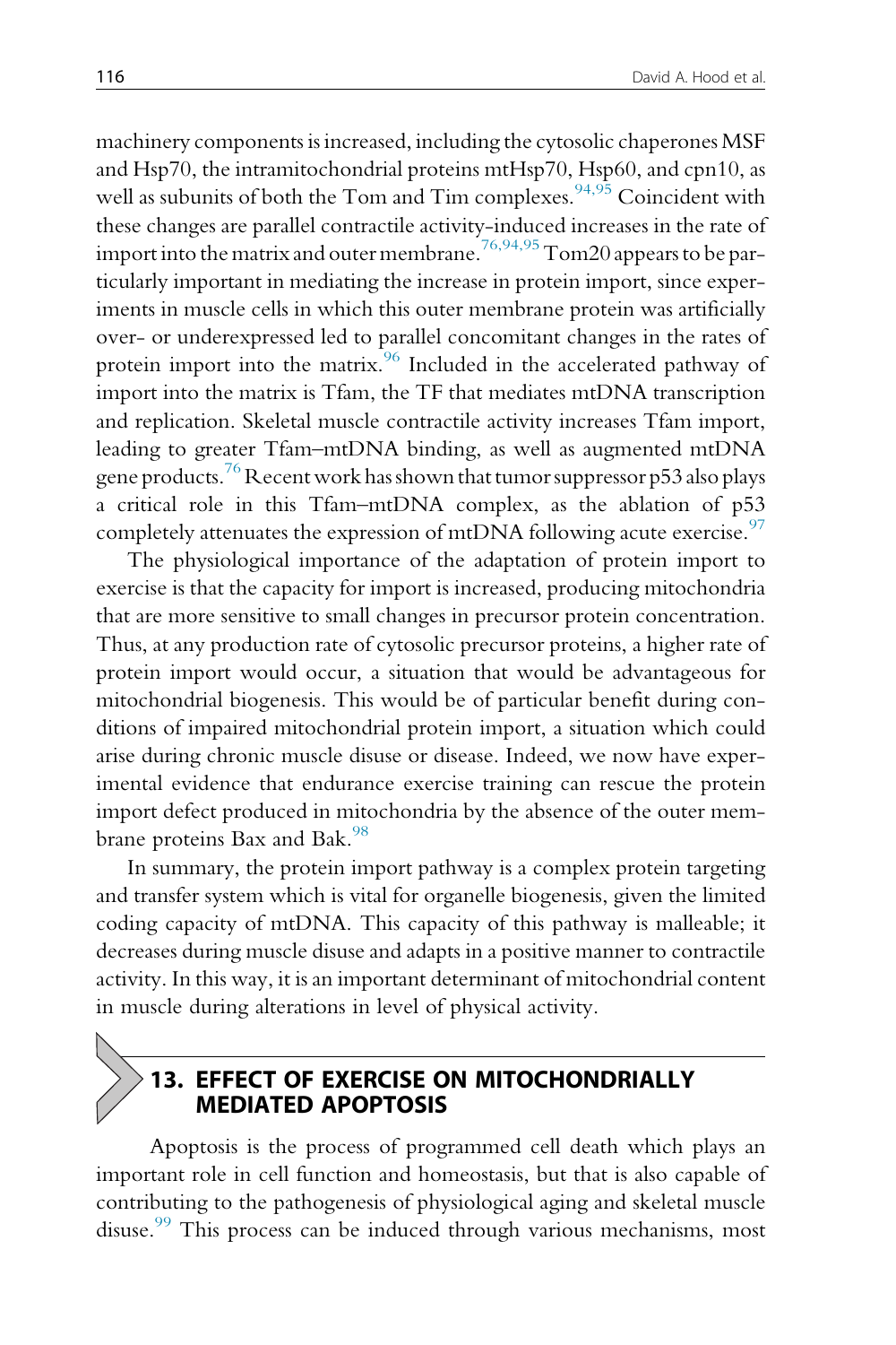machinery components is increased, including the cytosolic chaperones MSF and Hsp70, the intramitochondrial proteins mtHsp70, Hsp60, and cpn10, as well as subunits of both the Tom and Tim complexes.[94,95] Coincident with these changes are parallel contractile activity-induced increases in the rate of import into the matrix and outer membrane.[76,94,95] Tom20 appears to be particularly important in mediating the increase in protein import, since experiments in muscle cells in which this outer membrane protein was artificially over- or underexpressed led to parallel concomitant changes in the rates of protein import into the matrix.[96] Included in the accelerated pathway of import into the matrix is Tfam, the TF that mediates mtDNA transcription and replication. Skeletal muscle contractile activity increases Tfam import, leading to greater Tfam–mtDNA binding, as well as augmented mtDNA gene products.[76] Recent work has shown that tumor suppressor p53 also plays a critical role in this Tfam–mtDNA complex, as the ablation of p53 completely attenuates the expression of mtDNA following acute exercise.[97]

The physiological importance of the adaptation of protein import to exercise is that the capacity for import is increased, producing mitochondria that are more sensitive to small changes in precursor protein concentration. Thus, at any production rate of cytosolic precursor proteins, a higher rate of protein import would occur, a situation that would be advantageous for mitochondrial biogenesis. This would be of particular benefit during conditions of impaired mitochondrial protein import, a situation which could arise during chronic muscle disuse or disease. Indeed, we now have experimental evidence that endurance exercise training can rescue the protein import defect produced in mitochondria by the absence of the outer membrane proteins Bax and Bak.[98]

In summary, the protein import pathway is a complex protein targeting and transfer system which is vital for organelle biogenesis, given the limited coding capacity of mtDNA. This capacity of this pathway is malleable; it decreases during muscle disuse and adapts in a positive manner to contractile activity. In this way, it is an important determinant of mitochondrial content in muscle during alterations in level of physical activity.

## 13. EFFECT OF EXERCISE ON MITOCHONDRIALLY MEDIATED APOPTOSIS

Apoptosis is the process of programmed cell death which plays an important role in cell function and homeostasis, but that is also capable of contributing to the pathogenesis of physiological aging and skeletal muscle disuse.[99] This process can be induced through various mechanisms, most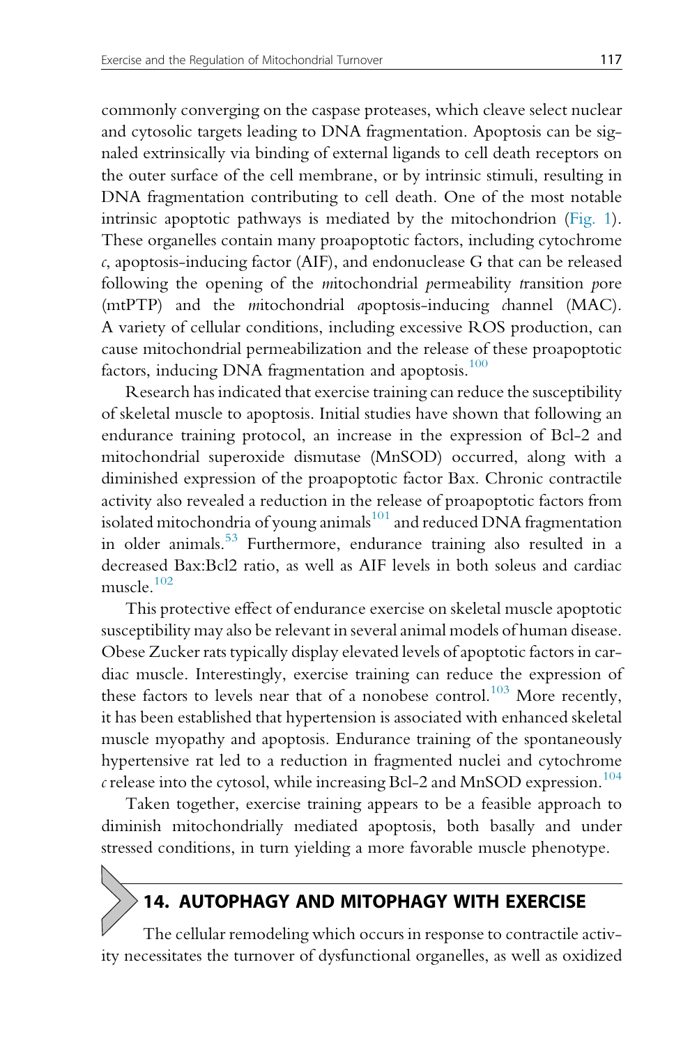commonly converging on the caspase proteases, which cleave select nuclear and cytosolic targets leading to DNA fragmentation. Apoptosis can be signaled extrinsically via binding of external ligands to cell death receptors on the outer surface of the cell membrane, or by intrinsic stimuli, resulting in DNA fragmentation contributing to cell death. One of the most notable intrinsic apoptotic pathways is mediated by the mitochondrion (Fig. 1). These organelles contain many proapoptotic factors, including cytochrome *c*, apoptosis-inducing factor (AIF), and endonuclease G that can be released following the opening of the *m*itochondrial *p*ermeability *t*ransition *p*ore (mtPTP) and the *m*itochondrial *a*poptosis-inducing *c*hannel (MAC). A variety of cellular conditions, including excessive ROS production, can cause mitochondrial permeabilization and the release of these proapoptotic factors, inducing DNA fragmentation and apoptosis.[100]

Research has indicated that exercise training can reduce the susceptibility of skeletal muscle to apoptosis. Initial studies have shown that following an endurance training protocol, an increase in the expression of Bcl-2 and mitochondrial superoxide dismutase (MnSOD) occurred, along with a diminished expression of the proapoptotic factor Bax. Chronic contractile activity also revealed a reduction in the release of proapoptotic factors from isolated mitochondria of young animals[101] and reduced DNA fragmentation in older animals.[53] Furthermore, endurance training also resulted in a decreased Bax:Bcl2 ratio, as well as AIF levels in both soleus and cardiac muscle.[102]

This protective effect of endurance exercise on skeletal muscle apoptotic susceptibility may also be relevant in several animal models of human disease. Obese Zucker rats typically display elevated levels of apoptotic factors in cardiac muscle. Interestingly, exercise training can reduce the expression of these factors to levels near that of a nonobese control.[103] More recently, it has been established that hypertension is associated with enhanced skeletal muscle myopathy and apoptosis. Endurance training of the spontaneously hypertensive rat led to a reduction in fragmented nuclei and cytochrome *c* release into the cytosol, while increasing Bcl-2 and MnSOD expression.[104]

Taken together, exercise training appears to be a feasible approach to diminish mitochondrially mediated apoptosis, both basally and under stressed conditions, in turn yielding a more favorable muscle phenotype.

## 14. AUTOPHAGY AND MITOPHAGY WITH EXERCISE

The cellular remodeling which occurs in response to contractile activity necessitates the turnover of dysfunctional organelles, as well as oxidized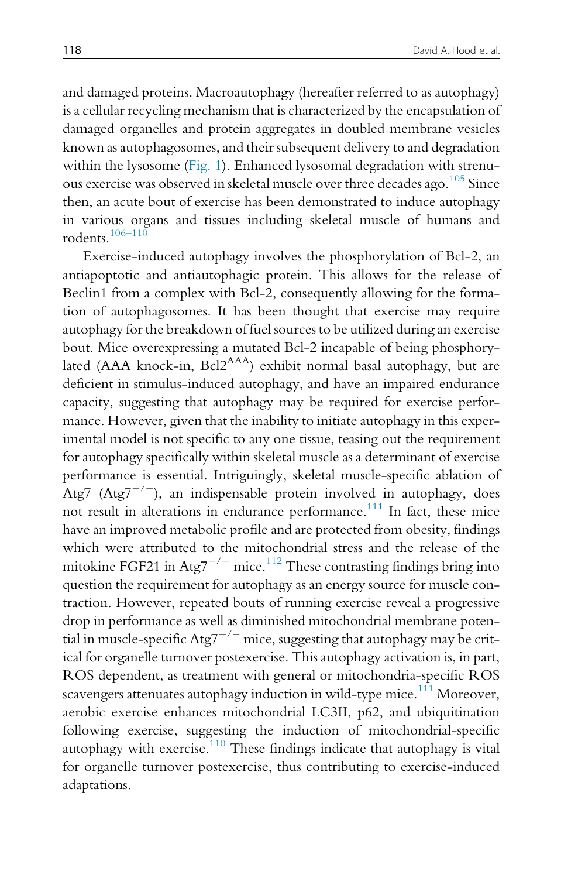and damaged proteins. Macroautophagy (hereafter referred to as autophagy) is a cellular recycling mechanism that is characterized by the encapsulation of damaged organelles and protein aggregates in doubled membrane vesicles known as autophagosomes, and their subsequent delivery to and degradation within the lysosome (Fig. 1). Enhanced lysosomal degradation with strenuous exercise was observed in skeletal muscle over three decades ago.[105] Since then, an acute bout of exercise has been demonstrated to induce autophagy in various organs and tissues including skeletal muscle of humans and rodents.[106–110]

Exercise-induced autophagy involves the phosphorylation of Bcl-2, an antiapoptotic and antiautophagic protein. This allows for the release of Beclin1 from a complex with Bcl-2, consequently allowing for the formation of autophagosomes. It has been thought that exercise may require autophagy for the breakdown of fuel sources to be utilized during an exercise bout. Mice overexpressing a mutated Bcl-2 incapable of being phosphorylated (AAA knock-in, $Bcl2^{AAA}$) exhibit normal basal autophagy, but are deficient in stimulus-induced autophagy, and have an impaired endurance capacity, suggesting that autophagy may be required for exercise performance. However, given that the inability to initiate autophagy in this experimental model is not specific to any one tissue, teasing out the requirement for autophagy specifically within skeletal muscle as a determinant of exercise performance is essential. Intriguingly, skeletal muscle-specific ablation of Atg7 ($Atg7^{-/-}$), an indispensable protein involved in autophagy, does not result in alterations in endurance performance.[111] In fact, these mice have an improved metabolic profile and are protected from obesity, findings which were attributed to the mitochondrial stress and the release of the mitokine FGF21 in $Atg7^{-/-}$ mice.[112] These contrasting findings bring into question the requirement for autophagy as an energy source for muscle contraction. However, repeated bouts of running exercise reveal a progressive drop in performance as well as diminished mitochondrial membrane potential in muscle-specific $Atg7^{-/-}$ mice, suggesting that autophagy may be critical for organelle turnover postexercise. This autophagy activation is, in part, ROS dependent, as treatment with general or mitochondria-specific ROS scavengers attenuates autophagy induction in wild-type mice.[111] Moreover, aerobic exercise enhances mitochondrial LC3II, p62, and ubiquitination following exercise, suggesting the induction of mitochondrial-specific autophagy with exercise.[110] These findings indicate that autophagy is vital for organelle turnover postexercise, thus contributing to exercise-induced adaptations.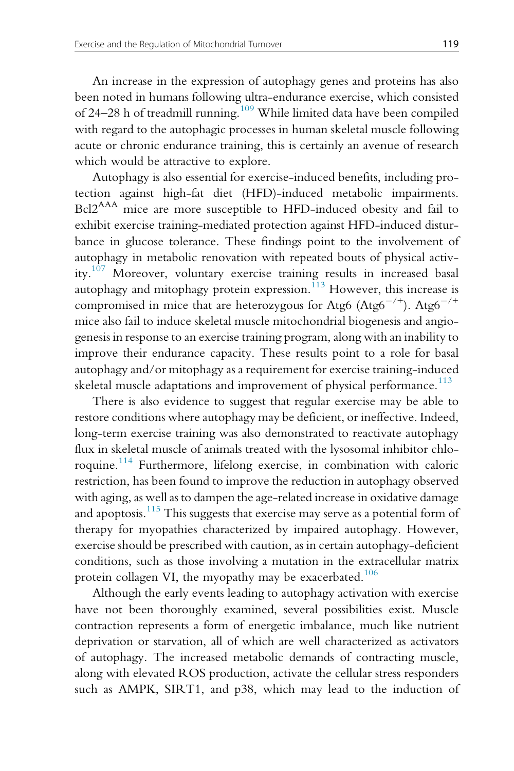An increase in the expression of autophagy genes and proteins has also been noted in humans following ultra-endurance exercise, which consisted of 24–28 h of treadmill running.[109] While limited data have been compiled with regard to the autophagic processes in human skeletal muscle following acute or chronic endurance training, this is certainly an avenue of research which would be attractive to explore.

Autophagy is also essential for exercise-induced benefits, including protection against high-fat diet (HFD)-induced metabolic impairments. $Bcl2^{AAA}$ mice are more susceptible to HFD-induced obesity and fail to exhibit exercise training-mediated protection against HFD-induced disturbance in glucose tolerance. These findings point to the involvement of autophagy in metabolic renovation with repeated bouts of physical activity.[107] Moreover, voluntary exercise training results in increased basal autophagy and mitophagy protein expression.[113] However, this increase is compromised in mice that are heterozygous for Atg6 ($Atg6^{-/+}$). $Atg6^{-/+}$ mice also fail to induce skeletal muscle mitochondrial biogenesis and angiogenesis in response to an exercise training program, along with an inability to improve their endurance capacity. These results point to a role for basal autophagy and/or mitophagy as a requirement for exercise training-induced skeletal muscle adaptations and improvement of physical performance.[113]

There is also evidence to suggest that regular exercise may be able to restore conditions where autophagy may be deficient, or ineffective. Indeed, long-term exercise training was also demonstrated to reactivate autophagy flux in skeletal muscle of animals treated with the lysosomal inhibitor chloroquine.[114] Furthermore, lifelong exercise, in combination with caloric restriction, has been found to improve the reduction in autophagy observed with aging, as well as to dampen the age-related increase in oxidative damage and apoptosis.[115] This suggests that exercise may serve as a potential form of therapy for myopathies characterized by impaired autophagy. However, exercise should be prescribed with caution, as in certain autophagy-deficient conditions, such as those involving a mutation in the extracellular matrix protein collagen VI, the myopathy may be exacerbated.[106]

Although the early events leading to autophagy activation with exercise have not been thoroughly examined, several possibilities exist. Muscle contraction represents a form of energetic imbalance, much like nutrient deprivation or starvation, all of which are well characterized as activators of autophagy. The increased metabolic demands of contracting muscle, along with elevated ROS production, activate the cellular stress responders such as AMPK, SIRT1, and p38, which may lead to the induction of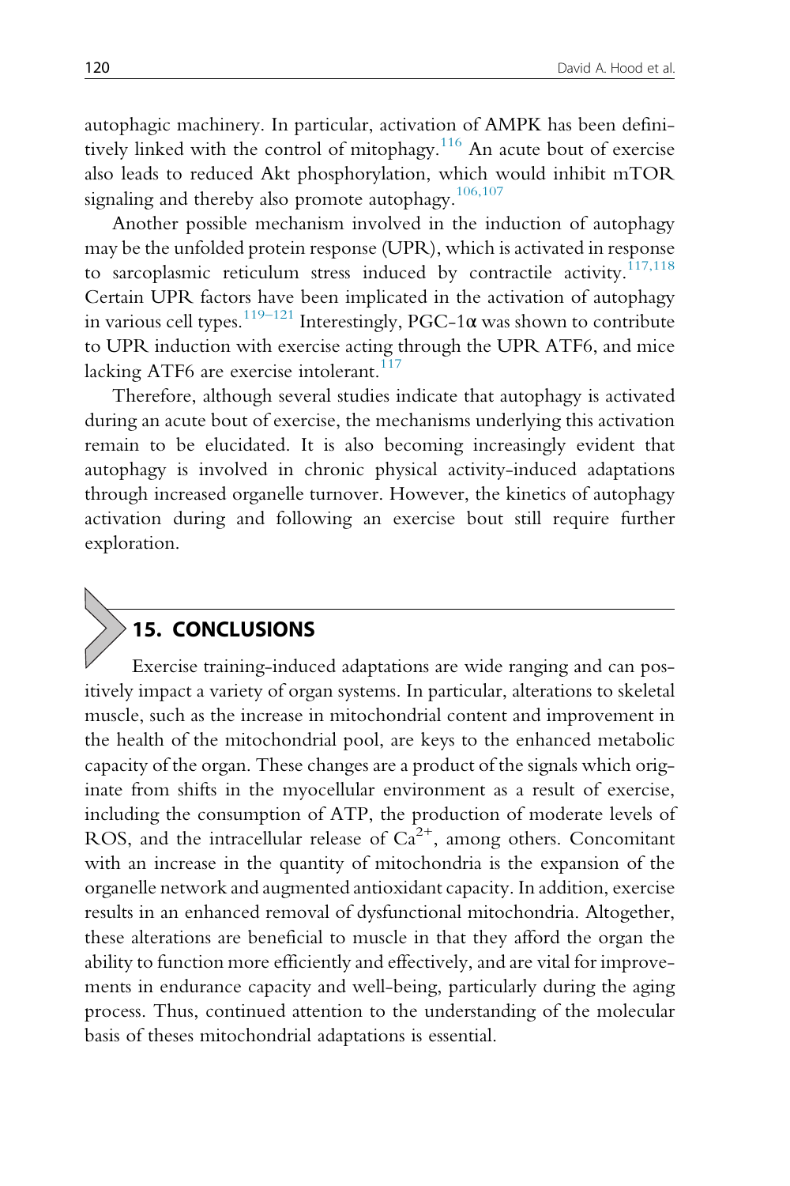autophagic machinery. In particular, activation of AMPK has been definitively linked with the control of mitophagy.[116] An acute bout of exercise also leads to reduced Akt phosphorylation, which would inhibit mTOR signaling and thereby also promote autophagy.[106,107]

Another possible mechanism involved in the induction of autophagy may be the unfolded protein response (UPR), which is activated in response to sarcoplasmic reticulum stress induced by contractile activity.[117,118] Certain UPR factors have been implicated in the activation of autophagy in various cell types.[119–121] Interestingly, PGC-1α was shown to contribute to UPR induction with exercise acting through the UPR ATF6, and mice lacking ATF6 are exercise intolerant.[117]

Therefore, although several studies indicate that autophagy is activated during an acute bout of exercise, the mechanisms underlying this activation remain to be elucidated. It is also becoming increasingly evident that autophagy is involved in chronic physical activity-induced adaptations through increased organelle turnover. However, the kinetics of autophagy activation during and following an exercise bout still require further exploration.

## 15. CONCLUSIONS

Exercise training-induced adaptations are wide ranging and can positively impact a variety of organ systems. In particular, alterations to skeletal muscle, such as the increase in mitochondrial content and improvement in the health of the mitochondrial pool, are keys to the enhanced metabolic capacity of the organ. These changes are a product of the signals which originate from shifts in the myocellular environment as a result of exercise, including the consumption of ATP, the production of moderate levels of ROS, and the intracellular release of $Ca^{2+}$, among others. Concomitant with an increase in the quantity of mitochondria is the expansion of the organelle network and augmented antioxidant capacity. In addition, exercise results in an enhanced removal of dysfunctional mitochondria. Altogether, these alterations are beneficial to muscle in that they afford the organ the ability to function more efficiently and effectively, and are vital for improvements in endurance capacity and well-being, particularly during the aging process. Thus, continued attention to the understanding of the molecular basis of theses mitochondrial adaptations is essential.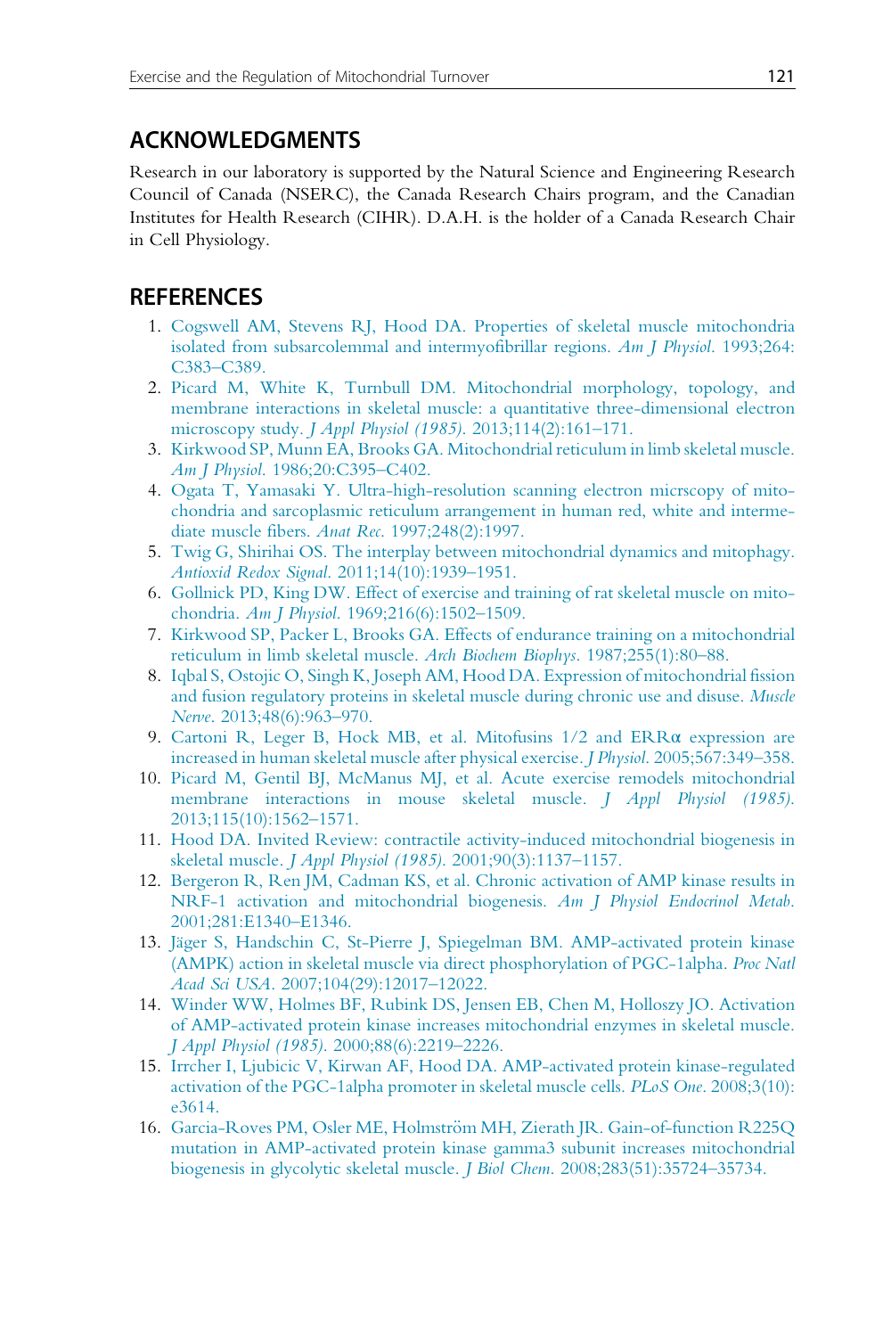## ACKNOWLEDGMENTS

Research in our laboratory is supported by the Natural Science and Engineering Research Council of Canada (NSERC), the Canada Research Chairs program, and the Canadian Institutes for Health Research (CIHR). D.A.H. is the holder of a Canada Research Chair in Cell Physiology.

## REFERENCES

1. Cogswell AM, Stevens RJ, Hood DA. Properties of skeletal muscle mitochondria isolated from subsarcolemmal and intermyofibrillar regions. *Am J Physiol*. 1993;264:C383–C389.
2. Picard M, White K, Turnbull DM. Mitochondrial morphology, topology, and membrane interactions in skeletal muscle: a quantitative three-dimensional electron microscopy study. *J Appl Physiol (1985)*. 2013;114(2):161–171.
3. Kirkwood SP, Munn EA, Brooks GA. Mitochondrial reticulum in limb skeletal muscle. *Am J Physiol*. 1986;20:C395–C402.
4. Ogata T, Yamasaki Y. Ultra-high-resolution scanning electron micrscopy of mitochondria and sarcoplasmic reticulum arrangement in human red, white and intermediate muscle fibers. *Anat Rec*. 1997;248(2):1997.
5. Twig G, Shirihai OS. The interplay between mitochondrial dynamics and mitophagy. *Antioxid Redox Signal*. 2011;14(10):1939–1951.
6. Gollnick PD, King DW. Effect of exercise and training of rat skeletal muscle on mitochondria. *Am J Physiol*. 1969;216(6):1502–1509.
7. Kirkwood SP, Packer L, Brooks GA. Effects of endurance training on a mitochondrial reticulum in limb skeletal muscle. *Arch Biochem Biophys*. 1987;255(1):80–88.
8. Iqbal S, Ostojic O, Singh K, Joseph AM, Hood DA. Expression of mitochondrial fission and fusion regulatory proteins in skeletal muscle during chronic use and disuse. *Muscle Nerve*. 2013;48(6):963–970.
9. Cartoni R, Leger B, Hock MB, et al. Mitofusins 1/2 and ERRα expression are increased in human skeletal muscle after physical exercise. *J Physiol*. 2005;567:349–358.
10. Picard M, Gentil BJ, McManus MJ, et al. Acute exercise remodels mitochondrial membrane interactions in mouse skeletal muscle. *J Appl Physiol (1985)*. 2013;115(10):1562–1571.
11. Hood DA. Invited Review: contractile activity-induced mitochondrial biogenesis in skeletal muscle. *J Appl Physiol (1985)*. 2001;90(3):1137–1157.
12. Bergeron R, Ren JM, Cadman KS, et al. Chronic activation of AMP kinase results in NRF-1 activation and mitochondrial biogenesis. *Am J Physiol Endocrinol Metab*. 2001;281:E1340–E1346.
13. Jäger S, Handschin C, St-Pierre J, Spiegelman BM. AMP-activated protein kinase (AMPK) action in skeletal muscle via direct phosphorylation of PGC-1alpha. *Proc Natl Acad Sci USA*. 2007;104(29):12017–12022.
14. Winder WW, Holmes BF, Rubink DS, Jensen EB, Chen M, Holloszy JO. Activation of AMP-activated protein kinase increases mitochondrial enzymes in skeletal muscle. *J Appl Physiol (1985)*. 2000;88(6):2219–2226.
15. Irrcher I, Ljubicic V, Kirwan AF, Hood DA. AMP-activated protein kinase-regulated activation of the PGC-1alpha promoter in skeletal muscle cells. *PLoS One*. 2008;3(10):e3614.
16. Garcia-Roves PM, Osler ME, Holmström MH, Zierath JR. Gain-of-function R225Q mutation in AMP-activated protein kinase gamma3 subunit increases mitochondrial biogenesis in glycolytic skeletal muscle. *J Biol Chem*. 2008;283(51):35724–35734.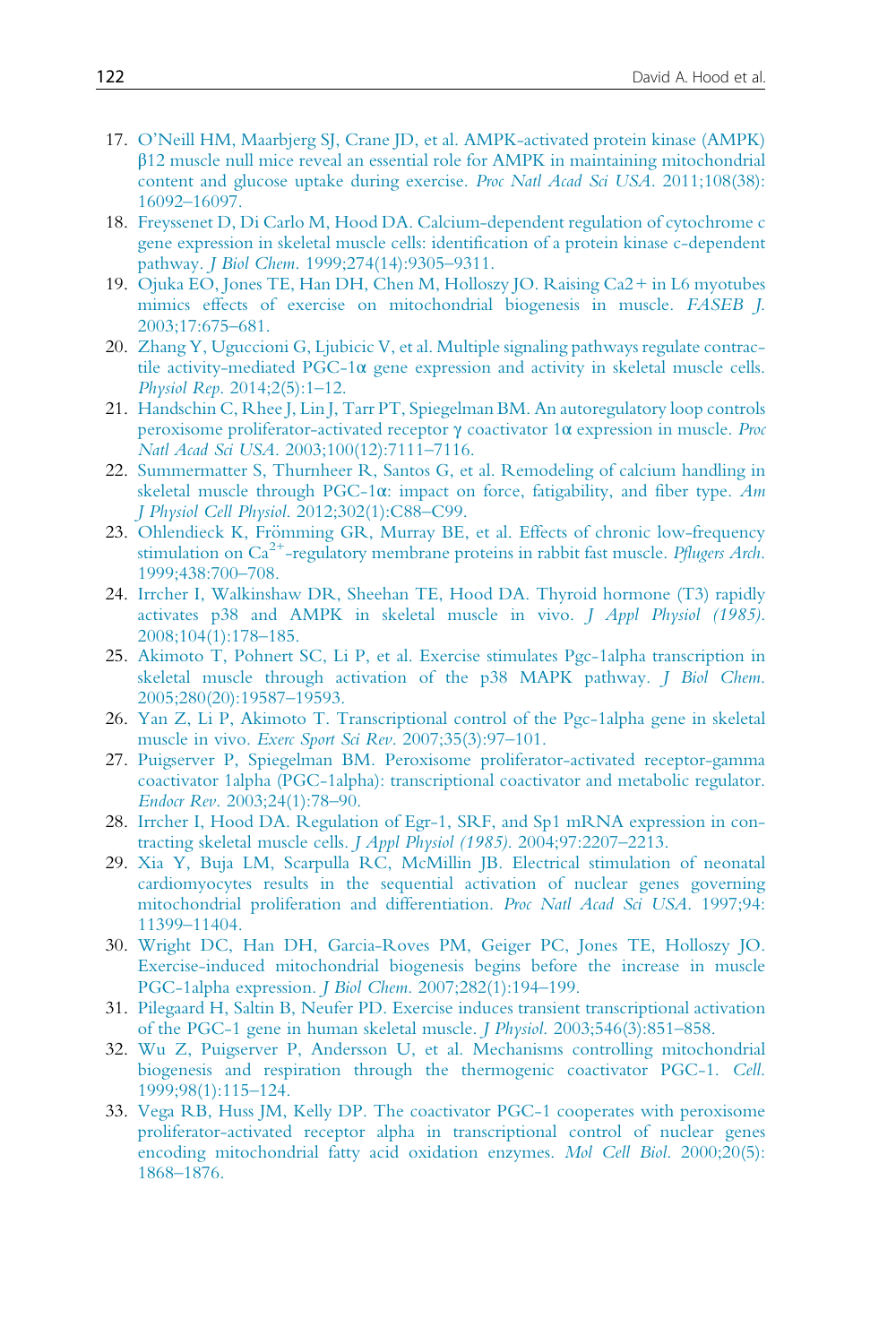17. O'Neill HM, Maarbjerg SJ, Crane JD, et al. AMP-activated protein kinase (AMPK) β12 muscle null mice reveal an essential role for AMPK in maintaining mitochondrial content and glucose uptake during exercise. *Proc Natl Acad Sci USA*. 2011;108(38): 16092–16097.
18. Freyssenet D, Di Carlo M, Hood DA. Calcium-dependent regulation of cytochrome c gene expression in skeletal muscle cells: identification of a protein kinase c-dependent pathway. *J Biol Chem*. 1999;274(14):9305–9311.
19. Ojuka EO, Jones TE, Han DH, Chen M, Holloszy JO. Raising Ca2+ in L6 myotubes mimics effects of exercise on mitochondrial biogenesis in muscle. *FASEB J*. 2003;17:675–681.
20. Zhang Y, Uguccioni G, Ljubicic V, et al. Multiple signaling pathways regulate contractile activity-mediated PGC-1α gene expression and activity in skeletal muscle cells. *Physiol Rep*. 2014;2(5):1–12.
21. Handschin C, Rhee J, Lin J, Tarr PT, Spiegelman BM. An autoregulatory loop controls peroxisome proliferator-activated receptor γ coactivator 1α expression in muscle. *Proc Natl Acad Sci USA*. 2003;100(12):7111–7116.
22. Summermatter S, Thurnheer R, Santos G, et al. Remodeling of calcium handling in skeletal muscle through PGC-1α: impact on force, fatigability, and fiber type. *Am J Physiol Cell Physiol*. 2012;302(1):C88–C99.
23. Ohlendieck K, Frömming GR, Murray BE, et al. Effects of chronic low-frequency stimulation on $Ca^{2+}$-regulatory membrane proteins in rabbit fast muscle. *Pflugers Arch*. 1999;438:700–708.
24. Irrcher I, Walkinshaw DR, Sheehan TE, Hood DA. Thyroid hormone (T3) rapidly activates p38 and AMPK in skeletal muscle in vivo. *J Appl Physiol (1985)*. 2008;104(1):178–185.
25. Akimoto T, Pohnert SC, Li P, et al. Exercise stimulates Pgc-1alpha transcription in skeletal muscle through activation of the p38 MAPK pathway. *J Biol Chem*. 2005;280(20):19587–19593.
26. Yan Z, Li P, Akimoto T. Transcriptional control of the Pgc-1alpha gene in skeletal muscle in vivo. *Exerc Sport Sci Rev*. 2007;35(3):97–101.
27. Puigserver P, Spiegelman BM. Peroxisome proliferator-activated receptor-gamma coactivator 1alpha (PGC-1alpha): transcriptional coactivator and metabolic regulator. *Endocr Rev*. 2003;24(1):78–90.
28. Irrcher I, Hood DA. Regulation of Egr-1, SRF, and Sp1 mRNA expression in contracting skeletal muscle cells. *J Appl Physiol (1985)*. 2004;97:2207–2213.
29. Xia Y, Buja LM, Scarpulla RC, McMillin JB. Electrical stimulation of neonatal cardiomyocytes results in the sequential activation of nuclear genes governing mitochondrial proliferation and differentiation. *Proc Natl Acad Sci USA*. 1997;94: 11399–11404.
30. Wright DC, Han DH, Garcia-Roves PM, Geiger PC, Jones TE, Holloszy JO. Exercise-induced mitochondrial biogenesis begins before the increase in muscle PGC-1alpha expression. *J Biol Chem*. 2007;282(1):194–199.
31. Pilegaard H, Saltin B, Neufer PD. Exercise induces transient transcriptional activation of the PGC-1 gene in human skeletal muscle. *J Physiol*. 2003;546(3):851–858.
32. Wu Z, Puigserver P, Andersson U, et al. Mechanisms controlling mitochondrial biogenesis and respiration through the thermogenic coactivator PGC-1. *Cell*. 1999;98(1):115–124.
33. Vega RB, Huss JM, Kelly DP. The coactivator PGC-1 cooperates with peroxisome proliferator-activated receptor alpha in transcriptional control of nuclear genes encoding mitochondrial fatty acid oxidation enzymes. *Mol Cell Biol*. 2000;20(5): 1868–1876.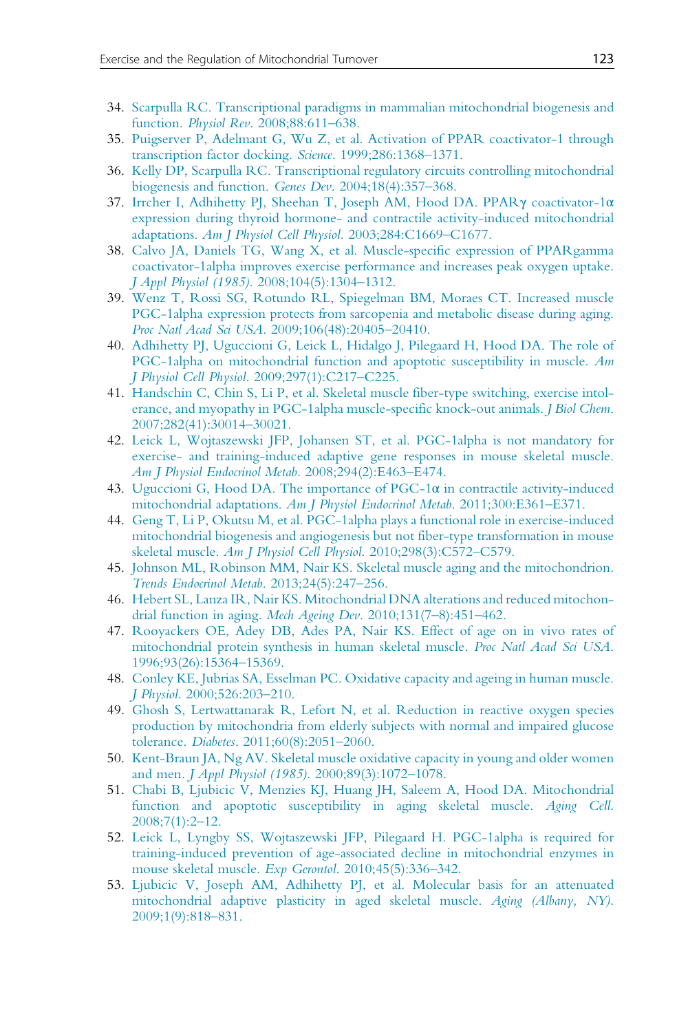34. Scarpulla RC. Transcriptional paradigms in mammalian mitochondrial biogenesis and function. *Physiol Rev*. 2008;88:611–638.
35. Puigserver P, Adelmant G, Wu Z, et al. Activation of PPAR coactivator-1 through transcription factor docking. *Science*. 1999;286:1368–1371.
36. Kelly DP, Scarpulla RC. Transcriptional regulatory circuits controlling mitochondrial biogenesis and function. *Genes Dev*. 2004;18(4):357–368.
37. Irrcher I, Adhihetty PJ, Sheehan T, Joseph AM, Hood DA. PPARγ coactivator-1α expression during thyroid hormone- and contractile activity-induced mitochondrial adaptations. *Am J Physiol Cell Physiol*. 2003;284:C1669–C1677.
38. Calvo JA, Daniels TG, Wang X, et al. Muscle-specific expression of PPARgamma coactivator-1alpha improves exercise performance and increases peak oxygen uptake. *J Appl Physiol (1985)*. 2008;104(5):1304–1312.
39. Wenz T, Rossi SG, Rotundo RL, Spiegelman BM, Moraes CT. Increased muscle PGC-1alpha expression protects from sarcopenia and metabolic disease during aging. *Proc Natl Acad Sci USA*. 2009;106(48):20405–20410.
40. Adhihetty PJ, Uguccioni G, Leick L, Hidalgo J, Pilegaard H, Hood DA. The role of PGC-1alpha on mitochondrial function and apoptotic susceptibility in muscle. *Am J Physiol Cell Physiol*. 2009;297(1):C217–C225.
41. Handschin C, Chin S, Li P, et al. Skeletal muscle fiber-type switching, exercise intolerance, and myopathy in PGC-1alpha muscle-specific knock-out animals. *J Biol Chem*. 2007;282(41):30014–30021.
42. Leick L, Wojtaszewski JFP, Johansen ST, et al. PGC-1alpha is not mandatory for exercise- and training-induced adaptive gene responses in mouse skeletal muscle. *Am J Physiol Endocrinol Metab*. 2008;294(2):E463–E474.
43. Uguccioni G, Hood DA. The importance of PGC-1α in contractile activity-induced mitochondrial adaptations. *Am J Physiol Endocrinol Metab*. 2011;300:E361–E371.
44. Geng T, Li P, Okutsu M, et al. PGC-1alpha plays a functional role in exercise-induced mitochondrial biogenesis and angiogenesis but not fiber-type transformation in mouse skeletal muscle. *Am J Physiol Cell Physiol*. 2010;298(3):C572–C579.
45. Johnson ML, Robinson MM, Nair KS. Skeletal muscle aging and the mitochondrion. *Trends Endocrinol Metab*. 2013;24(5):247–256.
46. Hebert SL, Lanza IR, Nair KS. Mitochondrial DNA alterations and reduced mitochondrial function in aging. *Mech Ageing Dev*. 2010;131(7–8):451–462.
47. Rooyackers OE, Adey DB, Ades PA, Nair KS. Effect of age on in vivo rates of mitochondrial protein synthesis in human skeletal muscle. *Proc Natl Acad Sci USA*. 1996;93(26):15364–15369.
48. Conley KE, Jubrias SA, Esselman PC. Oxidative capacity and ageing in human muscle. *J Physiol*. 2000;526:203–210.
49. Ghosh S, Lertwattanarak R, Lefort N, et al. Reduction in reactive oxygen species production by mitochondria from elderly subjects with normal and impaired glucose tolerance. *Diabetes*. 2011;60(8):2051–2060.
50. Kent-Braun JA, Ng AV. Skeletal muscle oxidative capacity in young and older women and men. *J Appl Physiol (1985)*. 2000;89(3):1072–1078.
51. Chabi B, Ljubicic V, Menzies KJ, Huang JH, Saleem A, Hood DA. Mitochondrial function and apoptotic susceptibility in aging skeletal muscle. *Aging Cell*. 2008;7(1):2–12.
52. Leick L, Lyngby SS, Wojtaszewski JFP, Pilegaard H. PGC-1alpha is required for training-induced prevention of age-associated decline in mitochondrial enzymes in mouse skeletal muscle. *Exp Gerontol*. 2010;45(5):336–342.
53. Ljubicic V, Joseph AM, Adhihetty PJ, et al. Molecular basis for an attenuated mitochondrial adaptive plasticity in aged skeletal muscle. *Aging (Albany, NY)*. 2009;1(9):818–831.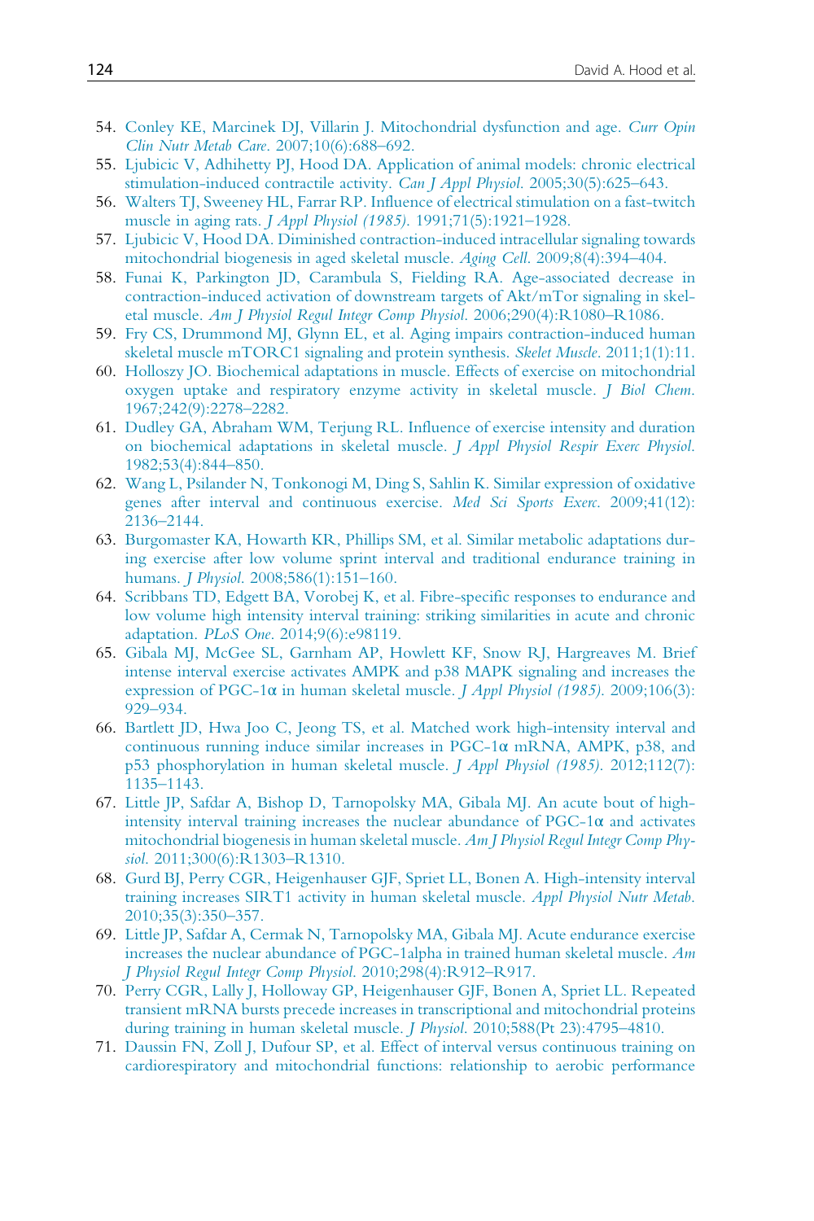54. Conley KE, Marcinek DJ, Villarin J. Mitochondrial dysfunction and age. *Curr Opin Clin Nutr Metab Care*. 2007;10(6):688–692.
55. Ljubicic V, Adhihetty PJ, Hood DA. Application of animal models: chronic electrical stimulation-induced contractile activity. *Can J Appl Physiol*. 2005;30(5):625–643.
56. Walters TJ, Sweeney HL, Farrar RP. Influence of electrical stimulation on a fast-twitch muscle in aging rats. *J Appl Physiol (1985)*. 1991;71(5):1921–1928.
57. Ljubicic V, Hood DA. Diminished contraction-induced intracellular signaling towards mitochondrial biogenesis in aged skeletal muscle. *Aging Cell*. 2009;8(4):394–404.
58. Funai K, Parkington JD, Carambula S, Fielding RA. Age-associated decrease in contraction-induced activation of downstream targets of Akt/mTor signaling in skeletal muscle. *Am J Physiol Regul Integr Comp Physiol*. 2006;290(4):R1080–R1086.
59. Fry CS, Drummond MJ, Glynn EL, et al. Aging impairs contraction-induced human skeletal muscle mTORC1 signaling and protein synthesis. *Skelet Muscle*. 2011;1(1):11.
60. Holloszy JO. Biochemical adaptations in muscle. Effects of exercise on mitochondrial oxygen uptake and respiratory enzyme activity in skeletal muscle. *J Biol Chem*. 1967;242(9):2278–2282.
61. Dudley GA, Abraham WM, Terjung RL. Influence of exercise intensity and duration on biochemical adaptations in skeletal muscle. *J Appl Physiol Respir Exerc Physiol*. 1982;53(4):844–850.
62. Wang L, Psilander N, Tonkonogi M, Ding S, Sahlin K. Similar expression of oxidative genes after interval and continuous exercise. *Med Sci Sports Exerc*. 2009;41(12): 2136–2144.
63. Burgomaster KA, Howarth KR, Phillips SM, et al. Similar metabolic adaptations during exercise after low volume sprint interval and traditional endurance training in humans. *J Physiol*. 2008;586(1):151–160.
64. Scribbans TD, Edgett BA, Vorobej K, et al. Fibre-specific responses to endurance and low volume high intensity interval training: striking similarities in acute and chronic adaptation. *PLoS One*. 2014;9(6):e98119.
65. Gibala MJ, McGee SL, Garnham AP, Howlett KF, Snow RJ, Hargreaves M. Brief intense interval exercise activates AMPK and p38 MAPK signaling and increases the expression of PGC-1α in human skeletal muscle. *J Appl Physiol (1985)*. 2009;106(3): 929–934.
66. Bartlett JD, Hwa Joo C, Jeong TS, et al. Matched work high-intensity interval and continuous running induce similar increases in PGC-1α mRNA, AMPK, p38, and p53 phosphorylation in human skeletal muscle. *J Appl Physiol (1985)*. 2012;112(7): 1135–1143.
67. Little JP, Safdar A, Bishop D, Tarnopolsky MA, Gibala MJ. An acute bout of high-intensity interval training increases the nuclear abundance of PGC-1α and activates mitochondrial biogenesis in human skeletal muscle. *Am J Physiol Regul Integr Comp Physiol*. 2011;300(6):R1303–R1310.
68. Gurd BJ, Perry CGR, Heigenhauser GJF, Spriet LL, Bonen A. High-intensity interval training increases SIRT1 activity in human skeletal muscle. *Appl Physiol Nutr Metab*. 2010;35(3):350–357.
69. Little JP, Safdar A, Cermak N, Tarnopolsky MA, Gibala MJ. Acute endurance exercise increases the nuclear abundance of PGC-1alpha in trained human skeletal muscle. *Am J Physiol Regul Integr Comp Physiol*. 2010;298(4):R912–R917.
70. Perry CGR, Lally J, Holloway GP, Heigenhauser GJF, Bonen A, Spriet LL. Repeated transient mRNA bursts precede increases in transcriptional and mitochondrial proteins during training in human skeletal muscle. *J Physiol*. 2010;588(Pt 23):4795–4810.
71. Daussin FN, Zoll J, Dufour SP, et al. Effect of interval versus continuous training on cardiorespiratory and mitochondrial functions: relationship to aerobic performance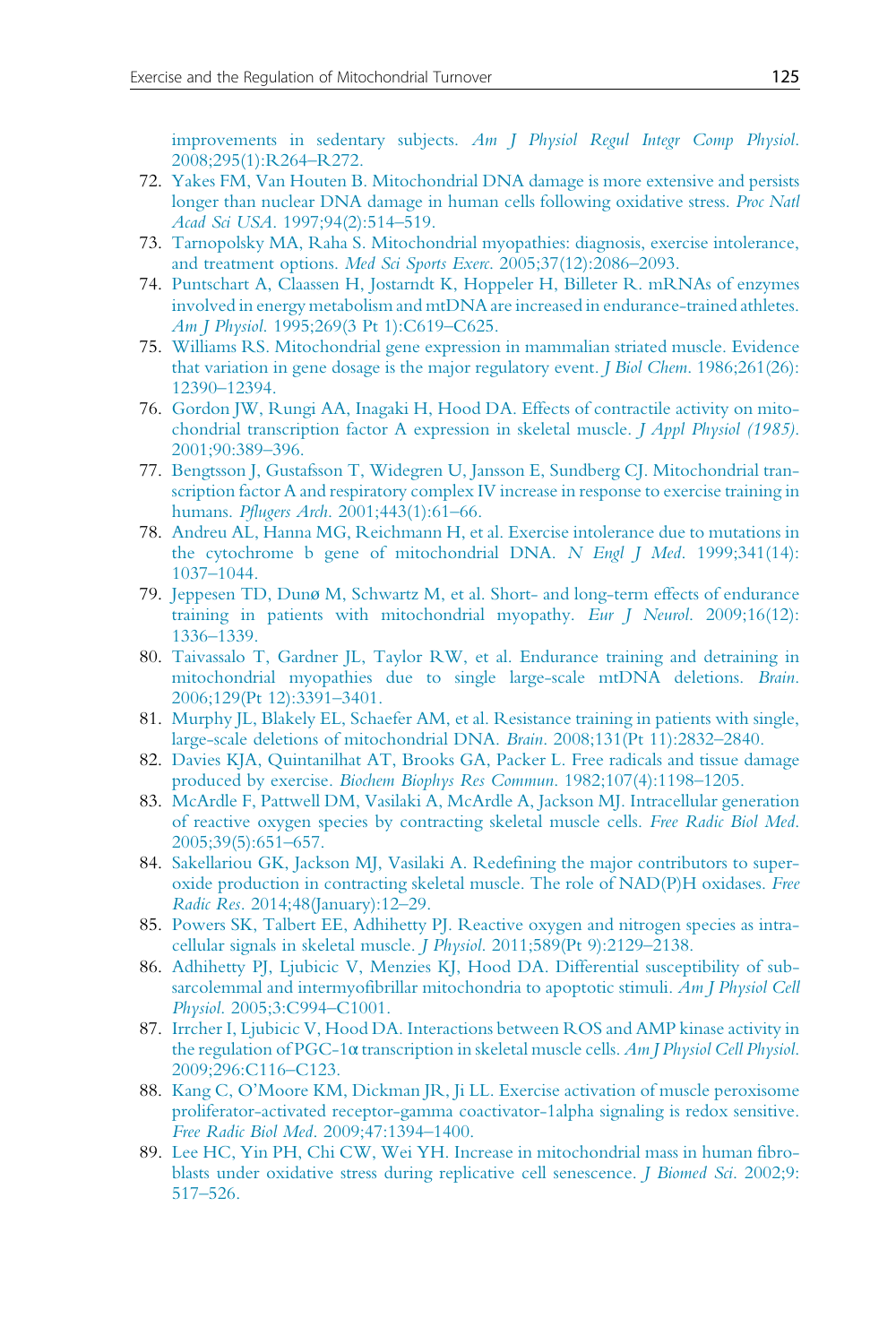improvements in sedentary subjects. *Am J Physiol Regul Integr Comp Physiol*. 2008;295(1):R264–R272.

72. Yakes FM, Van Houten B. Mitochondrial DNA damage is more extensive and persists longer than nuclear DNA damage in human cells following oxidative stress. *Proc Natl Acad Sci USA*. 1997;94(2):514–519.
73. Tarnopolsky MA, Raha S. Mitochondrial myopathies: diagnosis, exercise intolerance, and treatment options. *Med Sci Sports Exerc*. 2005;37(12):2086–2093.
74. Puntschart A, Claassen H, Jostarndt K, Hoppeler H, Billeter R. mRNAs of enzymes involved in energy metabolism and mtDNA are increased in endurance-trained athletes. *Am J Physiol*. 1995;269(3 Pt 1):C619–C625.
75. Williams RS. Mitochondrial gene expression in mammalian striated muscle. Evidence that variation in gene dosage is the major regulatory event. *J Biol Chem*. 1986;261(26): 12390–12394.
76. Gordon JW, Rungi AA, Inagaki H, Hood DA. Effects of contractile activity on mitochondrial transcription factor A expression in skeletal muscle. *J Appl Physiol (1985)*. 2001;90:389–396.
77. Bengtsson J, Gustafsson T, Widegren U, Jansson E, Sundberg CJ. Mitochondrial transcription factor A and respiratory complex IV increase in response to exercise training in humans. *Pflugers Arch*. 2001;443(1):61–66.
78. Andreu AL, Hanna MG, Reichmann H, et al. Exercise intolerance due to mutations in the cytochrome b gene of mitochondrial DNA. *N Engl J Med*. 1999;341(14): 1037–1044.
79. Jeppesen TD, Dunø M, Schwartz M, et al. Short- and long-term effects of endurance training in patients with mitochondrial myopathy. *Eur J Neurol*. 2009;16(12): 1336–1339.
80. Taivassalo T, Gardner JL, Taylor RW, et al. Endurance training and detraining in mitochondrial myopathies due to single large-scale mtDNA deletions. *Brain*. 2006;129(Pt 12):3391–3401.
81. Murphy JL, Blakely EL, Schaefer AM, et al. Resistance training in patients with single, large-scale deletions of mitochondrial DNA. *Brain*. 2008;131(Pt 11):2832–2840.
82. Davies KJA, Quintanilhat AT, Brooks GA, Packer L. Free radicals and tissue damage produced by exercise. *Biochem Biophys Res Commun*. 1982;107(4):1198–1205.
83. McArdle F, Pattwell DM, Vasilaki A, McArdle A, Jackson MJ. Intracellular generation of reactive oxygen species by contracting skeletal muscle cells. *Free Radic Biol Med*. 2005;39(5):651–657.
84. Sakellariou GK, Jackson MJ, Vasilaki A. Redefining the major contributors to superoxide production in contracting skeletal muscle. The role of NAD(P)H oxidases. *Free Radic Res*. 2014;48(January):12–29.
85. Powers SK, Talbert EE, Adhihetty PJ. Reactive oxygen and nitrogen species as intracellular signals in skeletal muscle. *J Physiol*. 2011;589(Pt 9):2129–2138.
86. Adhihetty PJ, Ljubicic V, Menzies KJ, Hood DA. Differential susceptibility of subsarcolemmal and intermyofibrillar mitochondria to apoptotic stimuli. *Am J Physiol Cell Physiol*. 2005;3:C994–C1001.
87. Irrcher I, Ljubicic V, Hood DA. Interactions between ROS and AMP kinase activity in the regulation of PGC-1α transcription in skeletal muscle cells. *Am J Physiol Cell Physiol*. 2009;296:C116–C123.
88. Kang C, O'Moore KM, Dickman JR, Ji LL. Exercise activation of muscle peroxisome proliferator-activated receptor-gamma coactivator-1alpha signaling is redox sensitive. *Free Radic Biol Med*. 2009;47:1394–1400.
89. Lee HC, Yin PH, Chi CW, Wei YH. Increase in mitochondrial mass in human fibroblasts under oxidative stress during replicative cell senescence. *J Biomed Sci*. 2002;9: 517–526.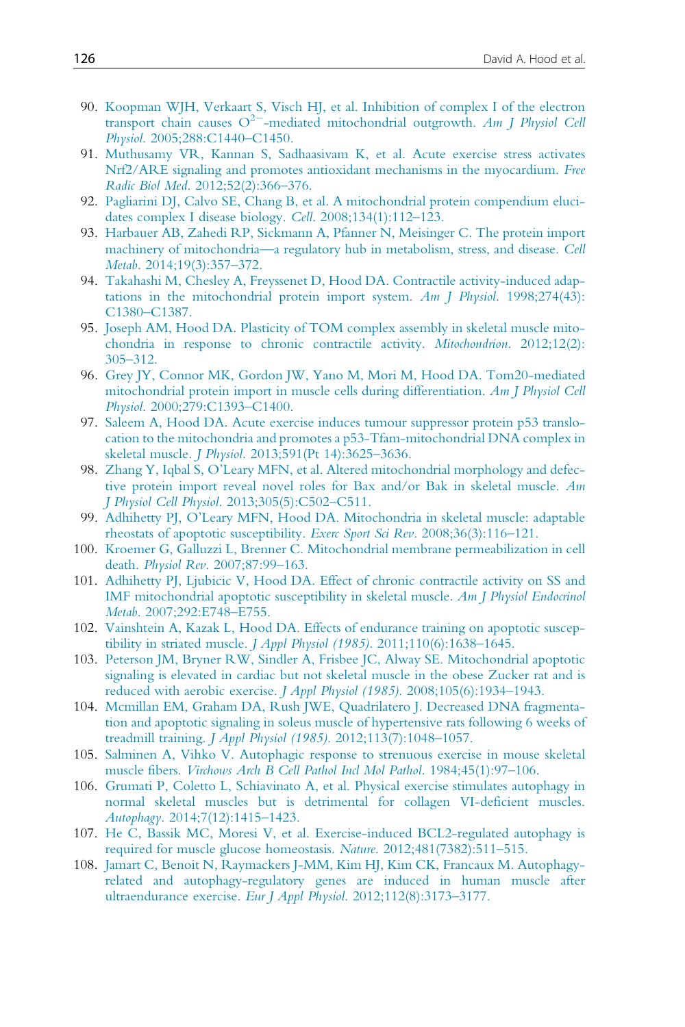90. Koopman WJH, Verkaart S, Visch HJ, et al. Inhibition of complex I of the electron transport chain causes $O^{2-}$-mediated mitochondrial outgrowth. *Am J Physiol Cell Physiol*. 2005;288:C1440–C1450.
91. Muthusamy VR, Kannan S, Sadhaasivam K, et al. Acute exercise stress activates Nrf2/ARE signaling and promotes antioxidant mechanisms in the myocardium. *Free Radic Biol Med*. 2012;52(2):366–376.
92. Pagliarini DJ, Calvo SE, Chang B, et al. A mitochondrial protein compendium elucidates complex I disease biology. *Cell*. 2008;134(1):112–123.
93. Harbauer AB, Zahedi RP, Sickmann A, Pfanner N, Meisinger C. The protein import machinery of mitochondria—a regulatory hub in metabolism, stress, and disease. *Cell Metab*. 2014;19(3):357–372.
94. Takahashi M, Chesley A, Freyssenet D, Hood DA. Contractile activity-induced adaptations in the mitochondrial protein import system. *Am J Physiol*. 1998;274(43): C1380–C1387.
95. Joseph AM, Hood DA. Plasticity of TOM complex assembly in skeletal muscle mitochondria in response to chronic contractile activity. *Mitochondrion*. 2012;12(2): 305–312.
96. Grey JY, Connor MK, Gordon JW, Yano M, Mori M, Hood DA. Tom20-mediated mitochondrial protein import in muscle cells during differentiation. *Am J Physiol Cell Physiol*. 2000;279:C1393–C1400.
97. Saleem A, Hood DA. Acute exercise induces tumour suppressor protein p53 translocation to the mitochondria and promotes a p53-Tfam-mitochondrial DNA complex in skeletal muscle. *J Physiol*. 2013;591(Pt 14):3625–3636.
98. Zhang Y, Iqbal S, O'Leary MFN, et al. Altered mitochondrial morphology and defective protein import reveal novel roles for Bax and/or Bak in skeletal muscle. *Am J Physiol Cell Physiol*. 2013;305(5):C502–C511.
99. Adhihetty PJ, O'Leary MFN, Hood DA. Mitochondria in skeletal muscle: adaptable rheostats of apoptotic susceptibility. *Exerc Sport Sci Rev*. 2008;36(3):116–121.
100. Kroemer G, Galluzzi L, Brenner C. Mitochondrial membrane permeabilization in cell death. *Physiol Rev*. 2007;87:99–163.
101. Adhihetty PJ, Ljubicic V, Hood DA. Effect of chronic contractile activity on SS and IMF mitochondrial apoptotic susceptibility in skeletal muscle. *Am J Physiol Endocrinol Metab*. 2007;292:E748–E755.
102. Vainshtein A, Kazak L, Hood DA. Effects of endurance training on apoptotic susceptibility in striated muscle. *J Appl Physiol (1985)*. 2011;110(6):1638–1645.
103. Peterson JM, Bryner RW, Sindler A, Frisbee JC, Alway SE. Mitochondrial apoptotic signaling is elevated in cardiac but not skeletal muscle in the obese Zucker rat and is reduced with aerobic exercise. *J Appl Physiol (1985)*. 2008;105(6):1934–1943.
104. Mcmillan EM, Graham DA, Rush JWE, Quadrilatero J. Decreased DNA fragmentation and apoptotic signaling in soleus muscle of hypertensive rats following 6 weeks of treadmill training. *J Appl Physiol (1985)*. 2012;113(7):1048–1057.
105. Salminen A, Vihko V. Autophagic response to strenuous exercise in mouse skeletal muscle fibers. *Virchows Arch B Cell Pathol Incl Mol Pathol*. 1984;45(1):97–106.
106. Grumati P, Coletto L, Schiavinato A, et al. Physical exercise stimulates autophagy in normal skeletal muscles but is detrimental for collagen VI-deficient muscles. *Autophagy*. 2014;7(12):1415–1423.
107. He C, Bassik MC, Moresi V, et al. Exercise-induced BCL2-regulated autophagy is required for muscle glucose homeostasis. *Nature*. 2012;481(7382):511–515.
108. Jamart C, Benoit N, Raymackers J-MM, Kim HJ, Kim CK, Francaux M. Autophagy-related and autophagy-regulatory genes are induced in human muscle after ultraendurance exercise. *Eur J Appl Physiol*. 2012;112(8):3173–3177.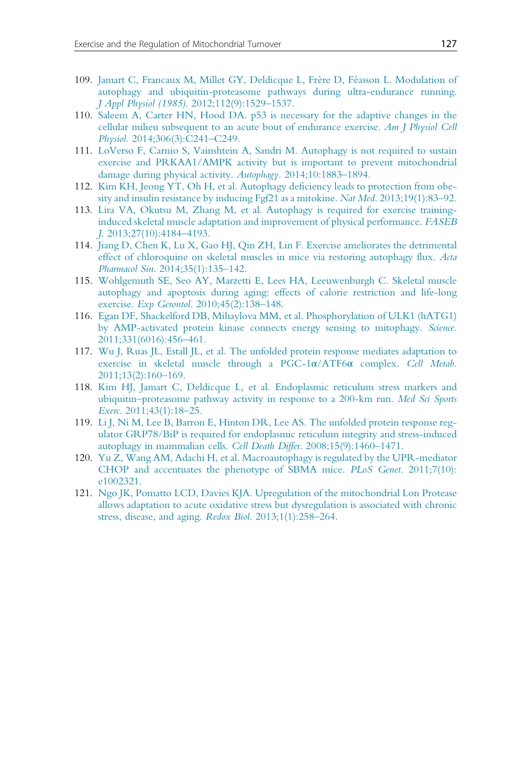109. Jamart C, Francaux M, Millet GY, Deldicque L, Frère D, Féasson L. Modulation of autophagy and ubiquitin-proteasome pathways during ultra-endurance running. *J Appl Physiol (1985)*. 2012;112(9):1529–1537.
110. Saleem A, Carter HN, Hood DA. p53 is necessary for the adaptive changes in the cellular milieu subsequent to an acute bout of endurance exercise. *Am J Physiol Cell Physiol*. 2014;306(3):C241–C249.
111. LoVerso F, Carnio S, Vainshtein A, Sandri M. Autophagy is not required to sustain exercise and PRKAA1/AMPK activity but is important to prevent mitochondrial damage during physical activity. *Autophagy*. 2014;10:1883–1894.
112. Kim KH, Jeong YT, Oh H, et al. Autophagy deficiency leads to protection from obesity and insulin resistance by inducing Fgf21 as a mitokine. *Nat Med*. 2013;19(1):83–92.
113. Lira VA, Okutsu M, Zhang M, et al. Autophagy is required for exercise training-induced skeletal muscle adaptation and improvement of physical performance. *FASEB J*. 2013;27(10):4184–4193.
114. Jiang D, Chen K, Lu X, Gao HJ, Qin ZH, Lin F. Exercise ameliorates the detrimental effect of chloroquine on skeletal muscles in mice via restoring autophagy flux. *Acta Pharmacol Sin*. 2014;35(1):135–142.
115. Wohlgemuth SE, Seo AY, Marzetti E, Lees HA, Leeuwenburgh C. Skeletal muscle autophagy and apoptosis during aging: effects of calorie restriction and life-long exercise. *Exp Gerontol*. 2010;45(2):138–148.
116. Egan DF, Shackelford DB, Mihaylova MM, et al. Phosphorylation of ULK1 (hATG1) by AMP-activated protein kinase connects energy sensing to mitophagy. *Science*. 2011;331(6016):456–461.
117. Wu J, Ruas JL, Estall JL, et al. The unfolded protein response mediates adaptation to exercise in skeletal muscle through a PGC-1α/ATF6α complex. *Cell Metab*. 2011;13(2):160–169.
118. Kim HJ, Jamart C, Deldicque L, et al. Endoplasmic reticulum stress markers and ubiquitin–proteasome pathway activity in response to a 200-km run. *Med Sci Sports Exerc*. 2011;43(1):18–25.
119. Li J, Ni M, Lee B, Barron E, Hinton DR, Lee AS. The unfolded protein response regulator GRP78/BiP is required for endoplasmic reticulum integrity and stress-induced autophagy in mammalian cells. *Cell Death Differ*. 2008;15(9):1460–1471.
120. Yu Z, Wang AM, Adachi H, et al. Macroautophagy is regulated by the UPR-mediator CHOP and accentuates the phenotype of SBMA mice. *PLoS Genet*. 2011;7(10):e1002321.
121. Ngo JK, Pomatto LCD, Davies KJA. Upregulation of the mitochondrial Lon Protease allows adaptation to acute oxidative stress but dysregulation is associated with chronic stress, disease, and aging. *Redox Biol*. 2013;1(1):258–264.